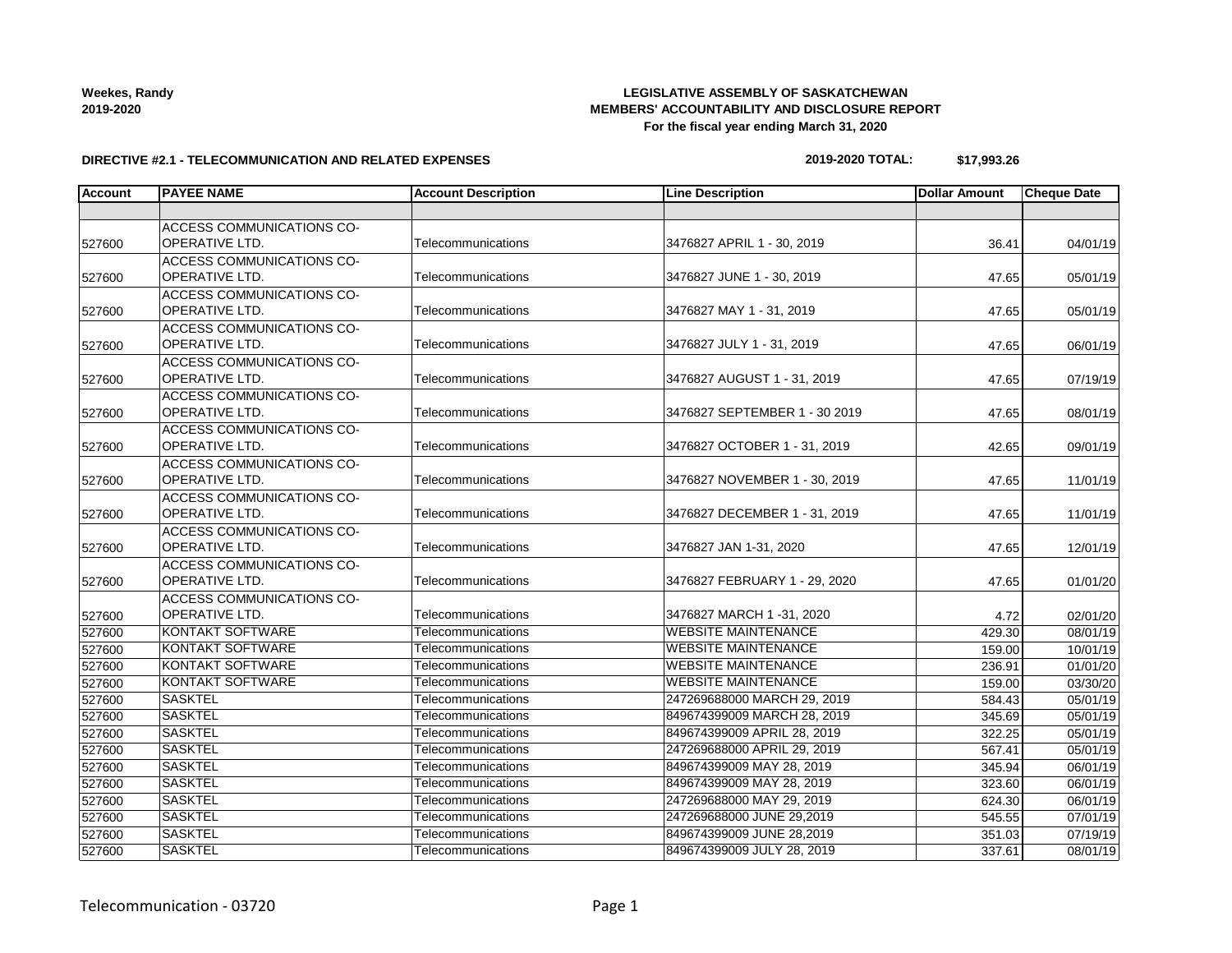**Weekes, Randy**
**2019-2020**

**LEGISLATIVE ASSEMBLY OF SASKATCHEWAN**
**MEMBERS' ACCOUNTABILITY AND DISCLOSURE REPORT**
**For the fiscal year ending March 31, 2020**

**DIRECTIVE #2.1 - TELECOMMUNICATION AND RELATED EXPENSES**

**2019-2020 TOTAL: $17,993.26**

| Account | PAYEE NAME | Account Description | Line Description | Dollar Amount | Cheque Date |
|---|---|---|---|---|---|
| | | | | | |
| 527600 | ACCESS COMMUNICATIONS CO-OPERATIVE LTD. | Telecommunications | 3476827 APRIL 1 - 30, 2019 | 36.41 | 04/01/19 |
| 527600 | ACCESS COMMUNICATIONS CO-OPERATIVE LTD. | Telecommunications | 3476827 JUNE 1 - 30, 2019 | 47.65 | 05/01/19 |
| 527600 | ACCESS COMMUNICATIONS CO-OPERATIVE LTD. | Telecommunications | 3476827 MAY 1 - 31, 2019 | 47.65 | 05/01/19 |
| 527600 | ACCESS COMMUNICATIONS CO-OPERATIVE LTD. | Telecommunications | 3476827 JULY 1 - 31, 2019 | 47.65 | 06/01/19 |
| 527600 | ACCESS COMMUNICATIONS CO-OPERATIVE LTD. | Telecommunications | 3476827 AUGUST 1 - 31, 2019 | 47.65 | 07/19/19 |
| 527600 | ACCESS COMMUNICATIONS CO-OPERATIVE LTD. | Telecommunications | 3476827 SEPTEMBER 1 - 30 2019 | 47.65 | 08/01/19 |
| 527600 | ACCESS COMMUNICATIONS CO-OPERATIVE LTD. | Telecommunications | 3476827 OCTOBER 1 - 31, 2019 | 42.65 | 09/01/19 |
| 527600 | ACCESS COMMUNICATIONS CO-OPERATIVE LTD. | Telecommunications | 3476827 NOVEMBER 1 - 30, 2019 | 47.65 | 11/01/19 |
| 527600 | ACCESS COMMUNICATIONS CO-OPERATIVE LTD. | Telecommunications | 3476827 DECEMBER 1 - 31, 2019 | 47.65 | 11/01/19 |
| 527600 | ACCESS COMMUNICATIONS CO-OPERATIVE LTD. | Telecommunications | 3476827 JAN 1-31, 2020 | 47.65 | 12/01/19 |
| 527600 | ACCESS COMMUNICATIONS CO-OPERATIVE LTD. | Telecommunications | 3476827 FEBRUARY 1 - 29, 2020 | 47.65 | 01/01/20 |
| 527600 | ACCESS COMMUNICATIONS CO-OPERATIVE LTD. | Telecommunications | 3476827 MARCH 1 -31, 2020 | 4.72 | 02/01/20 |
| 527600 | KONTAKT SOFTWARE | Telecommunications | WEBSITE MAINTENANCE | 429.30 | 08/01/19 |
| 527600 | KONTAKT SOFTWARE | Telecommunications | WEBSITE MAINTENANCE | 159.00 | 10/01/19 |
| 527600 | KONTAKT SOFTWARE | Telecommunications | WEBSITE MAINTENANCE | 236.91 | 01/01/20 |
| 527600 | KONTAKT SOFTWARE | Telecommunications | WEBSITE MAINTENANCE | 159.00 | 03/30/20 |
| 527600 | SASKTEL | Telecommunications | 247269688000 MARCH 29, 2019 | 584.43 | 05/01/19 |
| 527600 | SASKTEL | Telecommunications | 849674399009 MARCH 28, 2019 | 345.69 | 05/01/19 |
| 527600 | SASKTEL | Telecommunications | 849674399009 APRIL 28, 2019 | 322.25 | 05/01/19 |
| 527600 | SASKTEL | Telecommunications | 247269688000 APRIL 29, 2019 | 567.41 | 05/01/19 |
| 527600 | SASKTEL | Telecommunications | 849674399009 MAY 28, 2019 | 345.94 | 06/01/19 |
| 527600 | SASKTEL | Telecommunications | 849674399009 MAY 28, 2019 | 323.60 | 06/01/19 |
| 527600 | SASKTEL | Telecommunications | 247269688000 MAY 29, 2019 | 624.30 | 06/01/19 |
| 527600 | SASKTEL | Telecommunications | 247269688000 JUNE 29,2019 | 545.55 | 07/01/19 |
| 527600 | SASKTEL | Telecommunications | 849674399009 JUNE 28,2019 | 351.03 | 07/19/19 |
| 527600 | SASKTEL | Telecommunications | 849674399009 JULY 28, 2019 | 337.61 | 08/01/19 |

Telecommunication - 03720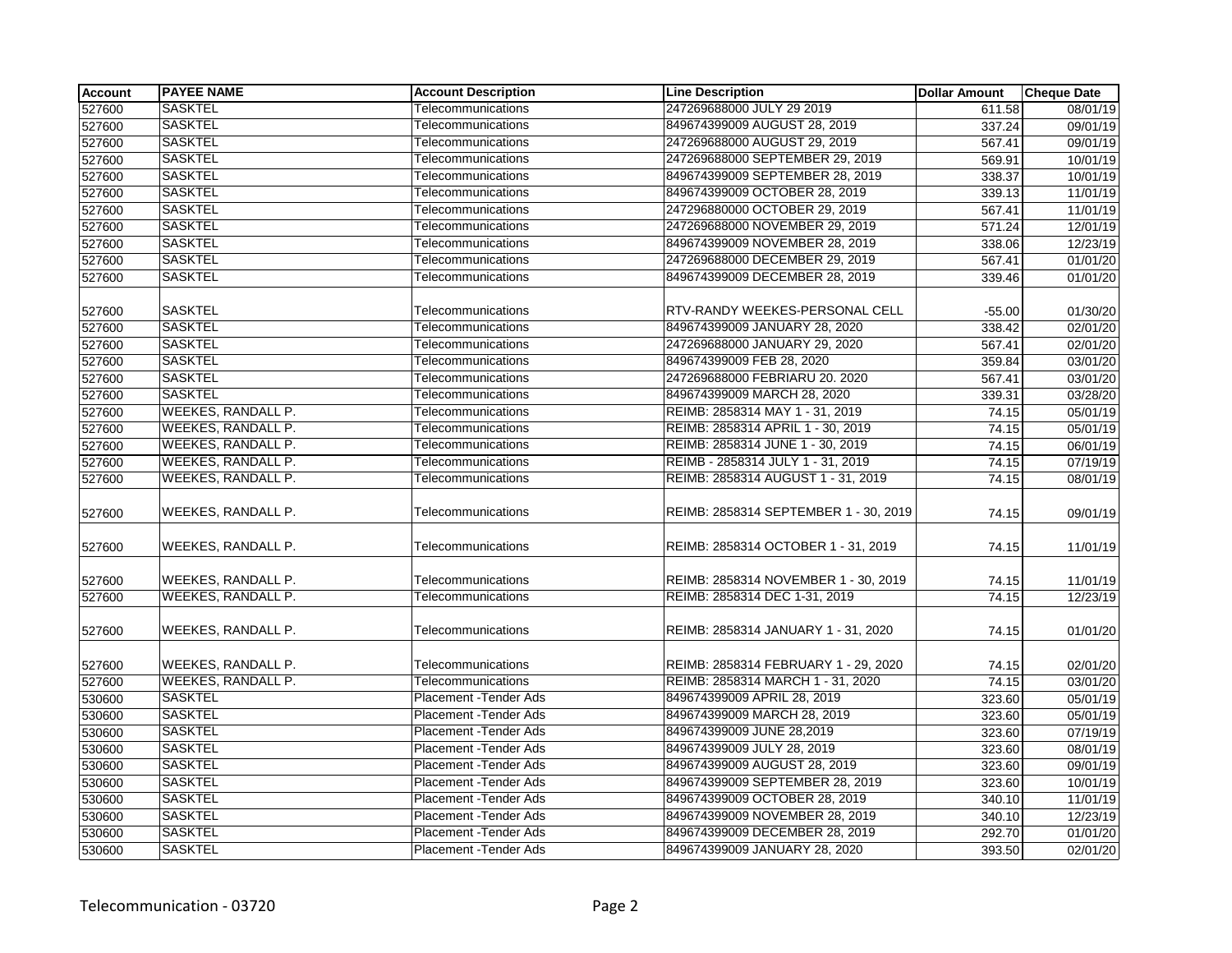| Account | PAYEE NAME | Account Description | Line Description | Dollar Amount | Cheque Date |
|---|---|---|---|---|---|
| 527600 | SASKTEL | Telecommunications | 247269688000 JULY 29 2019 | 611.58 | 08/01/19 |
| 527600 | SASKTEL | Telecommunications | 849674399009 AUGUST 28, 2019 | 337.24 | 09/01/19 |
| 527600 | SASKTEL | Telecommunications | 247269688000 AUGUST 29, 2019 | 567.41 | 09/01/19 |
| 527600 | SASKTEL | Telecommunications | 247269688000 SEPTEMBER 29, 2019 | 569.91 | 10/01/19 |
| 527600 | SASKTEL | Telecommunications | 849674399009 SEPTEMBER 28, 2019 | 338.37 | 10/01/19 |
| 527600 | SASKTEL | Telecommunications | 849674399009 OCTOBER 28, 2019 | 339.13 | 11/01/19 |
| 527600 | SASKTEL | Telecommunications | 247296880000 OCTOBER 29, 2019 | 567.41 | 11/01/19 |
| 527600 | SASKTEL | Telecommunications | 247269688000 NOVEMBER 29, 2019 | 571.24 | 12/01/19 |
| 527600 | SASKTEL | Telecommunications | 849674399009 NOVEMBER 28, 2019 | 338.06 | 12/23/19 |
| 527600 | SASKTEL | Telecommunications | 247269688000 DECEMBER 29, 2019 | 567.41 | 01/01/20 |
| 527600 | SASKTEL | Telecommunications | 849674399009 DECEMBER 28, 2019 | 339.46 | 01/01/20 |
| 527600 | SASKTEL | Telecommunications | RTV-RANDY WEEKES-PERSONAL CELL | -55.00 | 01/30/20 |
| 527600 | SASKTEL | Telecommunications | 849674399009 JANUARY 28, 2020 | 338.42 | 02/01/20 |
| 527600 | SASKTEL | Telecommunications | 247269688000 JANUARY 29, 2020 | 567.41 | 02/01/20 |
| 527600 | SASKTEL | Telecommunications | 849674399009 FEB 28, 2020 | 359.84 | 03/01/20 |
| 527600 | SASKTEL | Telecommunications | 247269688000 FEBRIARU 20. 2020 | 567.41 | 03/01/20 |
| 527600 | SASKTEL | Telecommunications | 849674399009 MARCH 28, 2020 | 339.31 | 03/28/20 |
| 527600 | WEEKES, RANDALL P. | Telecommunications | REIMB: 2858314 MAY 1 - 31, 2019 | 74.15 | 05/01/19 |
| 527600 | WEEKES, RANDALL P. | Telecommunications | REIMB: 2858314 APRIL 1 - 30, 2019 | 74.15 | 05/01/19 |
| 527600 | WEEKES, RANDALL P. | Telecommunications | REIMB: 2858314 JUNE 1 - 30, 2019 | 74.15 | 06/01/19 |
| 527600 | WEEKES, RANDALL P. | Telecommunications | REIMB - 2858314 JULY 1 - 31, 2019 | 74.15 | 07/19/19 |
| 527600 | WEEKES, RANDALL P. | Telecommunications | REIMB: 2858314 AUGUST 1 - 31, 2019 | 74.15 | 08/01/19 |
| 527600 | WEEKES, RANDALL P. | Telecommunications | REIMB: 2858314 SEPTEMBER 1 - 30, 2019 | 74.15 | 09/01/19 |
| 527600 | WEEKES, RANDALL P. | Telecommunications | REIMB: 2858314 OCTOBER 1 - 31, 2019 | 74.15 | 11/01/19 |
| 527600 | WEEKES, RANDALL P. | Telecommunications | REIMB: 2858314 NOVEMBER 1 - 30, 2019 | 74.15 | 11/01/19 |
| 527600 | WEEKES, RANDALL P. | Telecommunications | REIMB: 2858314 DEC 1-31, 2019 | 74.15 | 12/23/19 |
| 527600 | WEEKES, RANDALL P. | Telecommunications | REIMB: 2858314 JANUARY 1 - 31, 2020 | 74.15 | 01/01/20 |
| 527600 | WEEKES, RANDALL P. | Telecommunications | REIMB: 2858314 FEBRUARY 1 - 29, 2020 | 74.15 | 02/01/20 |
| 527600 | WEEKES, RANDALL P. | Telecommunications | REIMB: 2858314 MARCH 1 - 31, 2020 | 74.15 | 03/01/20 |
| 530600 | SASKTEL | Placement -Tender Ads | 849674399009 APRIL 28, 2019 | 323.60 | 05/01/19 |
| 530600 | SASKTEL | Placement -Tender Ads | 849674399009 MARCH 28, 2019 | 323.60 | 05/01/19 |
| 530600 | SASKTEL | Placement -Tender Ads | 849674399009 JUNE 28,2019 | 323.60 | 07/19/19 |
| 530600 | SASKTEL | Placement -Tender Ads | 849674399009 JULY 28, 2019 | 323.60 | 08/01/19 |
| 530600 | SASKTEL | Placement -Tender Ads | 849674399009 AUGUST 28, 2019 | 323.60 | 09/01/19 |
| 530600 | SASKTEL | Placement -Tender Ads | 849674399009 SEPTEMBER 28, 2019 | 323.60 | 10/01/19 |
| 530600 | SASKTEL | Placement -Tender Ads | 849674399009 OCTOBER 28, 2019 | 340.10 | 11/01/19 |
| 530600 | SASKTEL | Placement -Tender Ads | 849674399009 NOVEMBER 28, 2019 | 340.10 | 12/23/19 |
| 530600 | SASKTEL | Placement -Tender Ads | 849674399009 DECEMBER 28, 2019 | 292.70 | 01/01/20 |
| 530600 | SASKTEL | Placement -Tender Ads | 849674399009 JANUARY 28, 2020 | 393.50 | 02/01/20 |

Telecommunication - 03720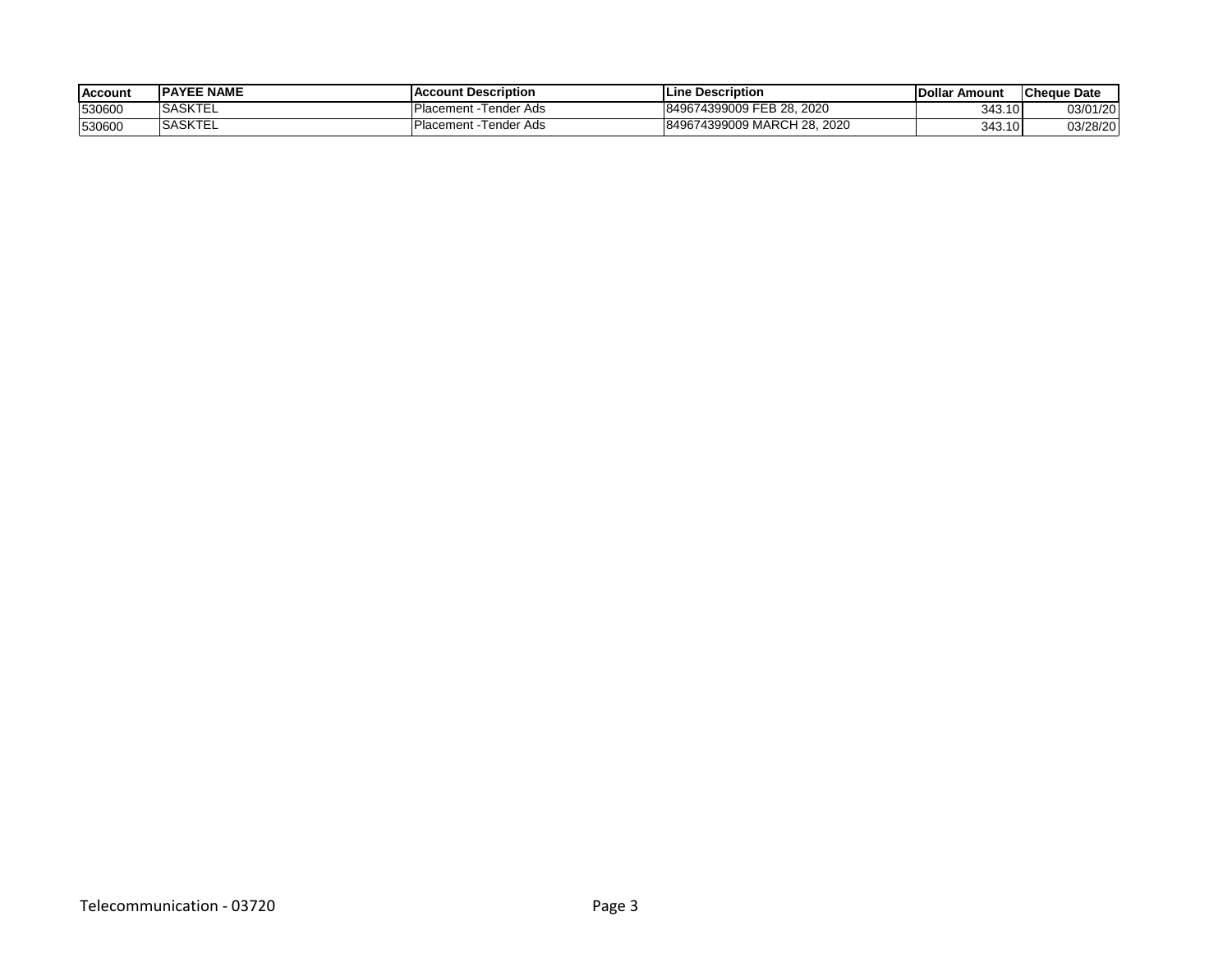| Account | PAYEE NAME | Account Description | Line Description | Dollar Amount | Cheque Date |
|---|---|---|---|---|---|
| 530600 | SASKTEL | Placement -Tender Ads | 849674399009 FEB 28, 2020 | 343.10 | 03/01/20 |
| 530600 | SASKTEL | Placement -Tender Ads | 849674399009 MARCH 28, 2020 | 343.10 | 03/28/20 |

Telecommunication - 03720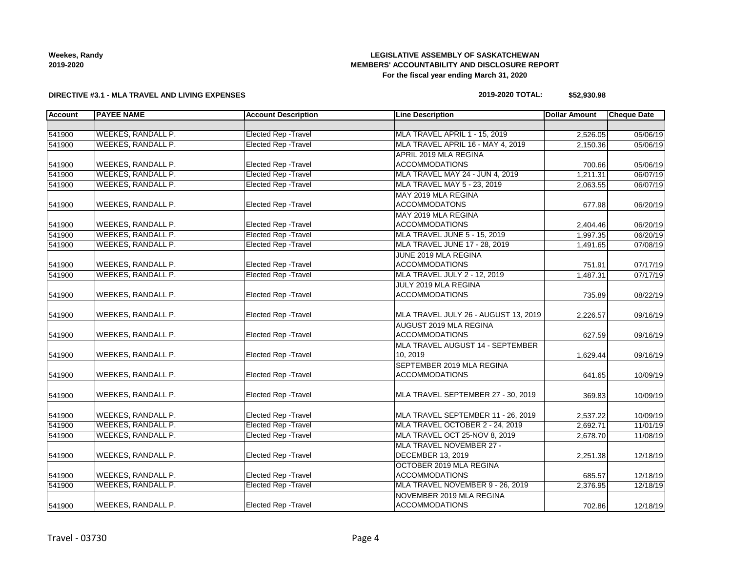**Weekes, Randy**
**2019-2020**

**LEGISLATIVE ASSEMBLY OF SASKATCHEWAN**
**MEMBERS' ACCOUNTABILITY AND DISCLOSURE REPORT**
**For the fiscal year ending March 31, 2020**

**DIRECTIVE #3.1 - MLA TRAVEL AND LIVING EXPENSES**

**2019-2020 TOTAL: $52,930.98**

| Account | PAYEE NAME | Account Description | Line Description | Dollar Amount | Cheque Date |
|---|---|---|---|---|---|
| | | | | | |
| 541900 | WEEKES, RANDALL P. | Elected Rep -Travel | MLA TRAVEL APRIL 1 - 15, 2019 | 2,526.05 | 05/06/19 |
| 541900 | WEEKES, RANDALL P. | Elected Rep -Travel | MLA TRAVEL APRIL 16 - MAY 4, 2019 | 2,150.36 | 05/06/19 |
| 541900 | WEEKES, RANDALL P. | Elected Rep -Travel | APRIL 2019 MLA REGINA ACCOMMODATIONS | 700.66 | 05/06/19 |
| 541900 | WEEKES, RANDALL P. | Elected Rep -Travel | MLA TRAVEL MAY 24 - JUN 4, 2019 | 1,211.31 | 06/07/19 |
| 541900 | WEEKES, RANDALL P. | Elected Rep -Travel | MLA TRAVEL MAY 5 - 23, 2019 | 2,063.55 | 06/07/19 |
| 541900 | WEEKES, RANDALL P. | Elected Rep -Travel | MAY 2019 MLA REGINA ACCOMMODATONS | 677.98 | 06/20/19 |
| 541900 | WEEKES, RANDALL P. | Elected Rep -Travel | MAY 2019 MLA REGINA ACCOMMODATIONS | 2,404.46 | 06/20/19 |
| 541900 | WEEKES, RANDALL P. | Elected Rep -Travel | MLA TRAVEL JUNE 5 - 15, 2019 | 1,997.35 | 06/20/19 |
| 541900 | WEEKES, RANDALL P. | Elected Rep -Travel | MLA TRAVEL JUNE 17 - 28, 2019 | 1,491.65 | 07/08/19 |
| 541900 | WEEKES, RANDALL P. | Elected Rep -Travel | JUNE 2019 MLA REGINA ACCOMMODATIONS | 751.91 | 07/17/19 |
| 541900 | WEEKES, RANDALL P. | Elected Rep -Travel | MLA TRAVEL JULY 2 - 12, 2019 | 1,487.31 | 07/17/19 |
| 541900 | WEEKES, RANDALL P. | Elected Rep -Travel | JULY 2019 MLA REGINA ACCOMMODATIONS | 735.89 | 08/22/19 |
| 541900 | WEEKES, RANDALL P. | Elected Rep -Travel | MLA TRAVEL JULY 26 - AUGUST 13, 2019 | 2,226.57 | 09/16/19 |
| 541900 | WEEKES, RANDALL P. | Elected Rep -Travel | AUGUST 2019 MLA REGINA ACCOMMODATIONS | 627.59 | 09/16/19 |
| 541900 | WEEKES, RANDALL P. | Elected Rep -Travel | MLA TRAVEL AUGUST 14 - SEPTEMBER 10, 2019 | 1,629.44 | 09/16/19 |
| 541900 | WEEKES, RANDALL P. | Elected Rep -Travel | SEPTEMBER 2019 MLA REGINA ACCOMMODATIONS | 641.65 | 10/09/19 |
| 541900 | WEEKES, RANDALL P. | Elected Rep -Travel | MLA TRAVEL SEPTEMBER 27 - 30, 2019 | 369.83 | 10/09/19 |
| 541900 | WEEKES, RANDALL P. | Elected Rep -Travel | MLA TRAVEL SEPTEMBER 11 - 26, 2019 | 2,537.22 | 10/09/19 |
| 541900 | WEEKES, RANDALL P. | Elected Rep -Travel | MLA TRAVEL OCTOBER 2 - 24, 2019 | 2,692.71 | 11/01/19 |
| 541900 | WEEKES, RANDALL P. | Elected Rep -Travel | MLA TRAVEL OCT 25-NOV 8, 2019 | 2,678.70 | 11/08/19 |
| 541900 | WEEKES, RANDALL P. | Elected Rep -Travel | MLA TRAVEL NOVEMBER 27 - DECEMBER 13, 2019 | 2,251.38 | 12/18/19 |
| 541900 | WEEKES, RANDALL P. | Elected Rep -Travel | OCTOBER 2019 MLA REGINA ACCOMMODATIONS | 685.57 | 12/18/19 |
| 541900 | WEEKES, RANDALL P. | Elected Rep -Travel | MLA TRAVEL NOVEMBER 9 - 26, 2019 | 2,376.95 | 12/18/19 |
| 541900 | WEEKES, RANDALL P. | Elected Rep -Travel | NOVEMBER 2019 MLA REGINA ACCOMMODATIONS | 702.86 | 12/18/19 |

Travel - 03730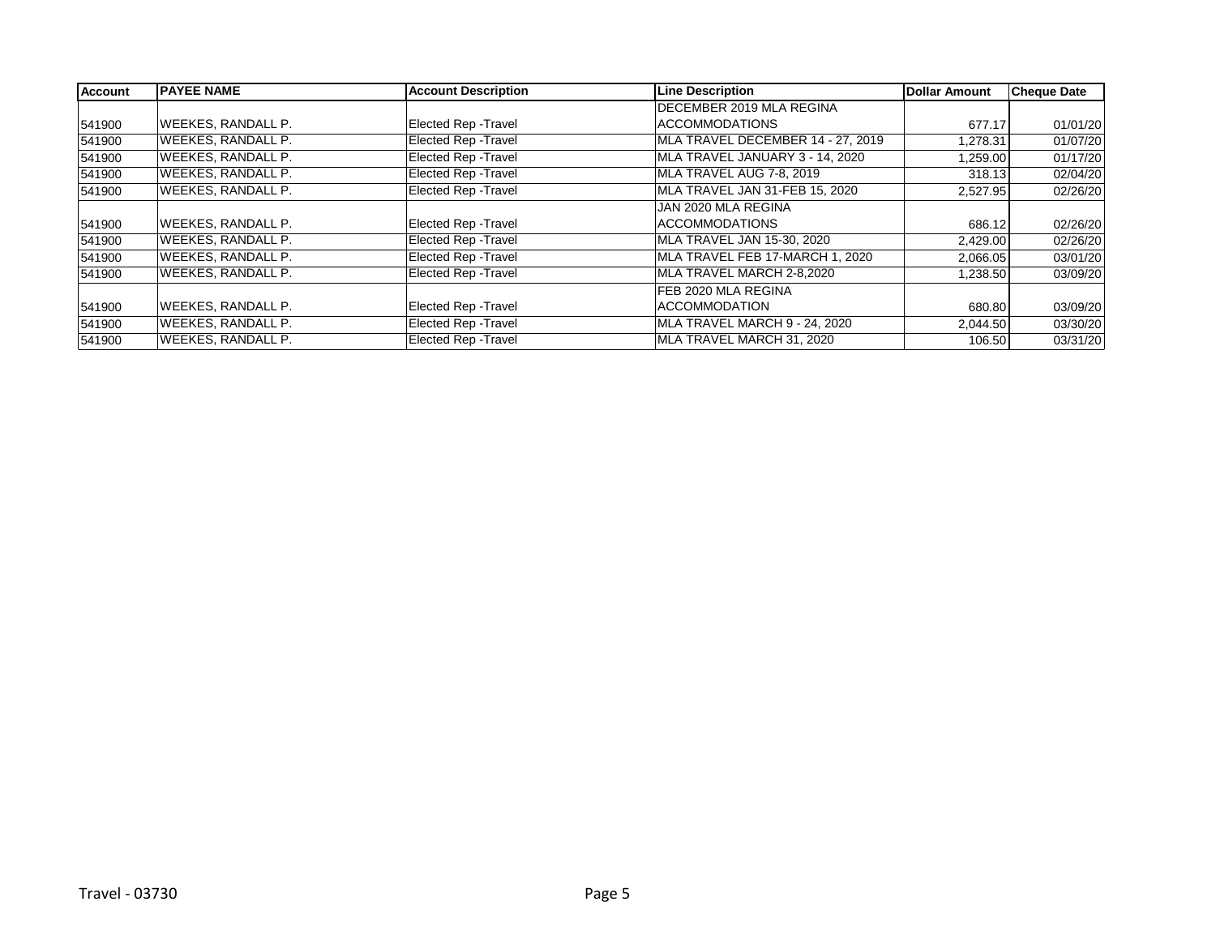| Account | PAYEE NAME | Account Description | Line Description | Dollar Amount | Cheque Date |
|---|---|---|---|---|---|
| 541900 | WEEKES, RANDALL P. | Elected Rep -Travel | DECEMBER 2019 MLA REGINA ACCOMMODATIONS | 677.17 | 01/01/20 |
| 541900 | WEEKES, RANDALL P. | Elected Rep -Travel | MLA TRAVEL DECEMBER 14 - 27, 2019 | 1,278.31 | 01/07/20 |
| 541900 | WEEKES, RANDALL P. | Elected Rep -Travel | MLA TRAVEL JANUARY 3 - 14, 2020 | 1,259.00 | 01/17/20 |
| 541900 | WEEKES, RANDALL P. | Elected Rep -Travel | MLA TRAVEL AUG 7-8, 2019 | 318.13 | 02/04/20 |
| 541900 | WEEKES, RANDALL P. | Elected Rep -Travel | MLA TRAVEL JAN 31-FEB 15, 2020 | 2,527.95 | 02/26/20 |
| 541900 | WEEKES, RANDALL P. | Elected Rep -Travel | JAN 2020 MLA REGINA ACCOMMODATIONS | 686.12 | 02/26/20 |
| 541900 | WEEKES, RANDALL P. | Elected Rep -Travel | MLA TRAVEL JAN 15-30, 2020 | 2,429.00 | 02/26/20 |
| 541900 | WEEKES, RANDALL P. | Elected Rep -Travel | MLA TRAVEL FEB 17-MARCH 1, 2020 | 2,066.05 | 03/01/20 |
| 541900 | WEEKES, RANDALL P. | Elected Rep -Travel | MLA TRAVEL MARCH 2-8,2020 | 1,238.50 | 03/09/20 |
| 541900 | WEEKES, RANDALL P. | Elected Rep -Travel | FEB 2020 MLA REGINA ACCOMMODATION | 680.80 | 03/09/20 |
| 541900 | WEEKES, RANDALL P. | Elected Rep -Travel | MLA TRAVEL MARCH 9 - 24, 2020 | 2,044.50 | 03/30/20 |
| 541900 | WEEKES, RANDALL P. | Elected Rep -Travel | MLA TRAVEL MARCH 31, 2020 | 106.50 | 03/31/20 |

Travel - 03730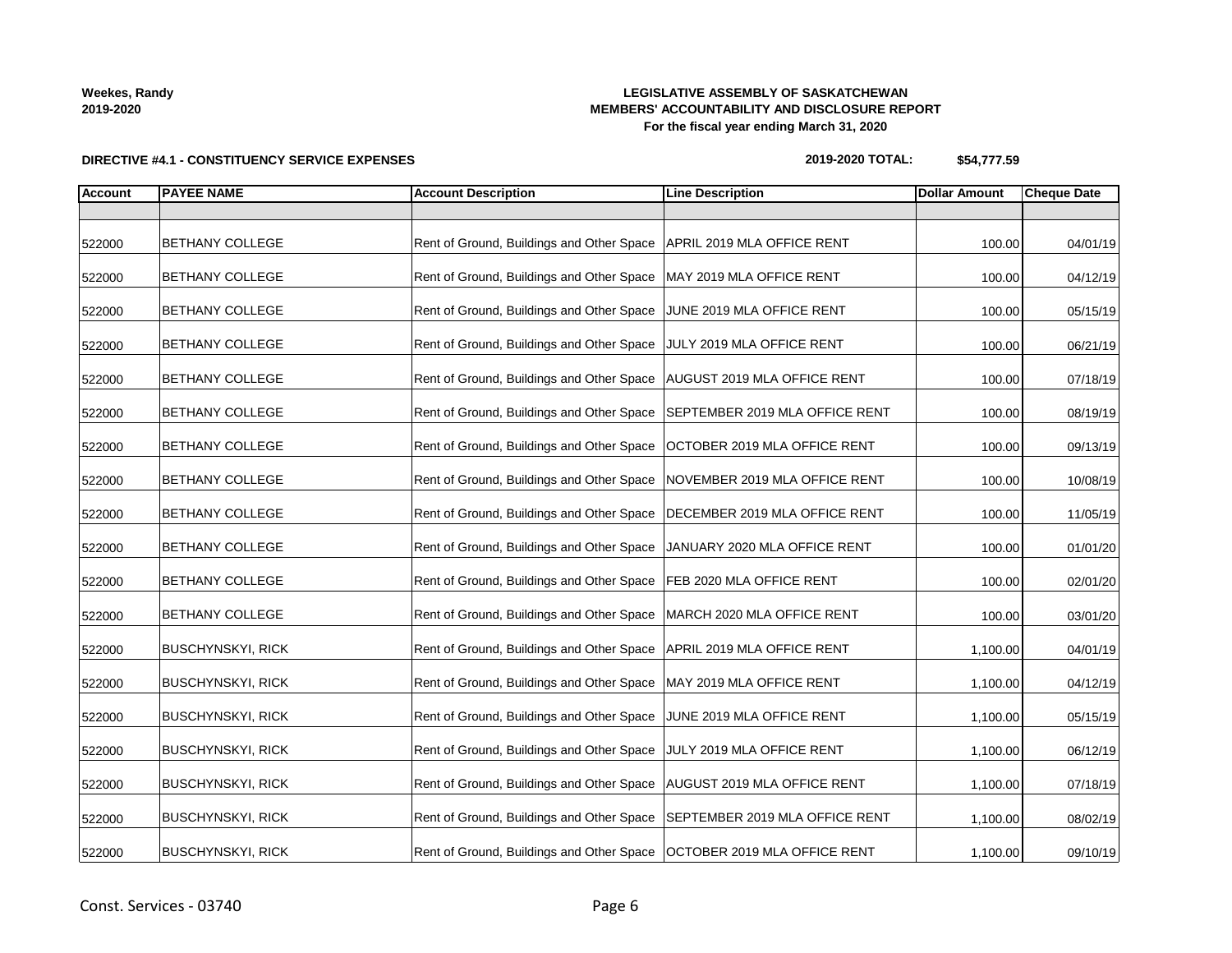**Weekes, Randy**
**2019-2020**

**LEGISLATIVE ASSEMBLY OF SASKATCHEWAN**
**MEMBERS' ACCOUNTABILITY AND DISCLOSURE REPORT**
**For the fiscal year ending March 31, 2020**

**DIRECTIVE #4.1 - CONSTITUENCY SERVICE EXPENSES**

**2019-2020 TOTAL: $54,777.59**

| Account | PAYEE NAME | Account Description | Line Description | Dollar Amount | Cheque Date |
|---|---|---|---|---|---|
| | | | | | |
| 522000 | BETHANY COLLEGE | Rent of Ground, Buildings and Other Space | APRIL 2019 MLA OFFICE RENT | 100.00 | 04/01/19 |
| 522000 | BETHANY COLLEGE | Rent of Ground, Buildings and Other Space | MAY 2019 MLA OFFICE RENT | 100.00 | 04/12/19 |
| 522000 | BETHANY COLLEGE | Rent of Ground, Buildings and Other Space | JUNE 2019 MLA OFFICE RENT | 100.00 | 05/15/19 |
| 522000 | BETHANY COLLEGE | Rent of Ground, Buildings and Other Space | JULY 2019 MLA OFFICE RENT | 100.00 | 06/21/19 |
| 522000 | BETHANY COLLEGE | Rent of Ground, Buildings and Other Space | AUGUST 2019 MLA OFFICE RENT | 100.00 | 07/18/19 |
| 522000 | BETHANY COLLEGE | Rent of Ground, Buildings and Other Space | SEPTEMBER 2019 MLA OFFICE RENT | 100.00 | 08/19/19 |
| 522000 | BETHANY COLLEGE | Rent of Ground, Buildings and Other Space | OCTOBER 2019 MLA OFFICE RENT | 100.00 | 09/13/19 |
| 522000 | BETHANY COLLEGE | Rent of Ground, Buildings and Other Space | NOVEMBER 2019 MLA OFFICE RENT | 100.00 | 10/08/19 |
| 522000 | BETHANY COLLEGE | Rent of Ground, Buildings and Other Space | DECEMBER 2019 MLA OFFICE RENT | 100.00 | 11/05/19 |
| 522000 | BETHANY COLLEGE | Rent of Ground, Buildings and Other Space | JANUARY 2020 MLA OFFICE RENT | 100.00 | 01/01/20 |
| 522000 | BETHANY COLLEGE | Rent of Ground, Buildings and Other Space | FEB 2020 MLA OFFICE RENT | 100.00 | 02/01/20 |
| 522000 | BETHANY COLLEGE | Rent of Ground, Buildings and Other Space | MARCH 2020 MLA OFFICE RENT | 100.00 | 03/01/20 |
| 522000 | BUSCHYNSKYI, RICK | Rent of Ground, Buildings and Other Space | APRIL 2019 MLA OFFICE RENT | 1,100.00 | 04/01/19 |
| 522000 | BUSCHYNSKYI, RICK | Rent of Ground, Buildings and Other Space | MAY 2019 MLA OFFICE RENT | 1,100.00 | 04/12/19 |
| 522000 | BUSCHYNSKYI, RICK | Rent of Ground, Buildings and Other Space | JUNE 2019 MLA OFFICE RENT | 1,100.00 | 05/15/19 |
| 522000 | BUSCHYNSKYI, RICK | Rent of Ground, Buildings and Other Space | JULY 2019 MLA OFFICE RENT | 1,100.00 | 06/12/19 |
| 522000 | BUSCHYNSKYI, RICK | Rent of Ground, Buildings and Other Space | AUGUST 2019 MLA OFFICE RENT | 1,100.00 | 07/18/19 |
| 522000 | BUSCHYNSKYI, RICK | Rent of Ground, Buildings and Other Space | SEPTEMBER 2019 MLA OFFICE RENT | 1,100.00 | 08/02/19 |
| 522000 | BUSCHYNSKYI, RICK | Rent of Ground, Buildings and Other Space | OCTOBER 2019 MLA OFFICE RENT | 1,100.00 | 09/10/19 |

Const. Services - 03740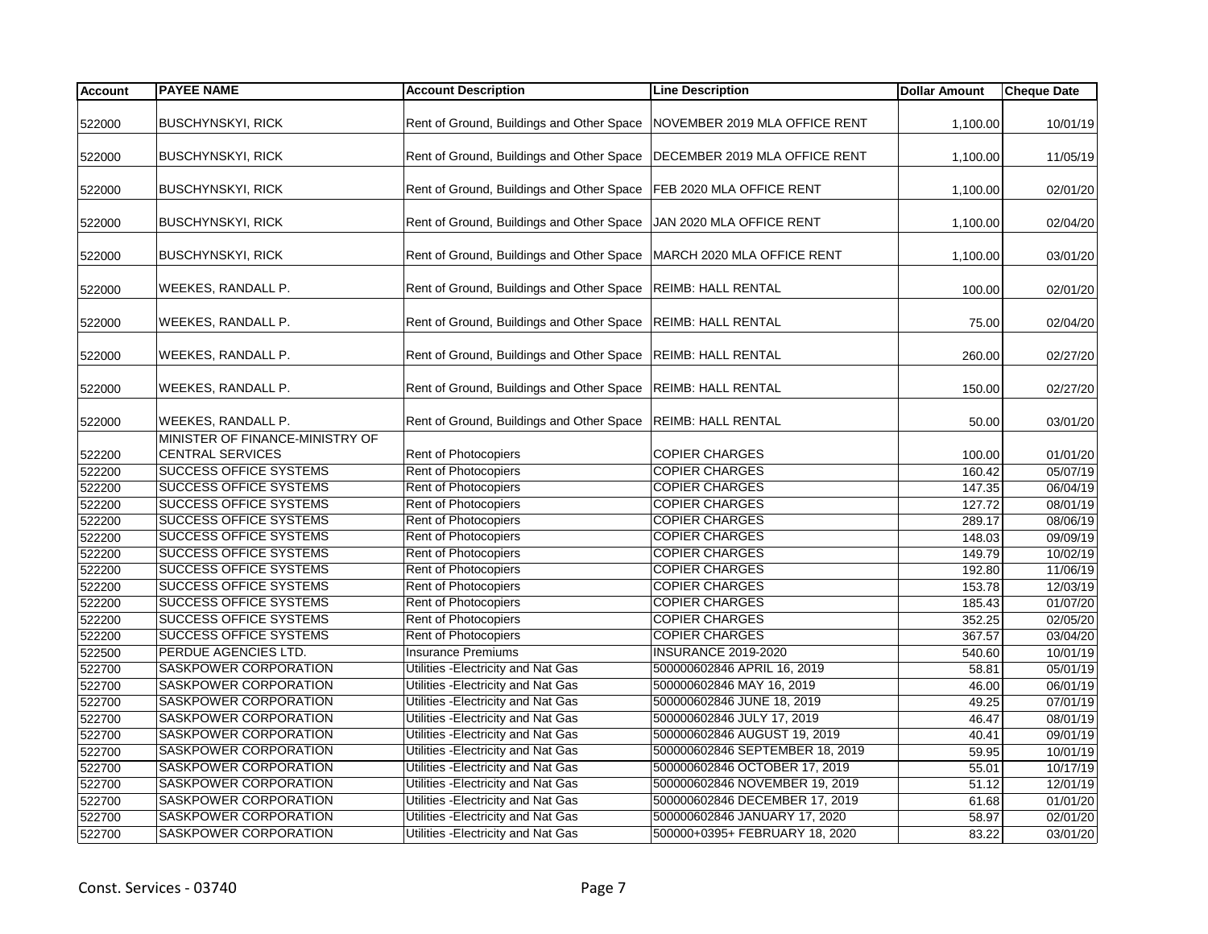| Account | PAYEE NAME | Account Description | Line Description | Dollar Amount | Cheque Date |
|---|---|---|---|---|---|
| 522000 | BUSCHYNSKYI, RICK | Rent of Ground, Buildings and Other Space | NOVEMBER 2019 MLA OFFICE RENT | 1,100.00 | 10/01/19 |
| 522000 | BUSCHYNSKYI, RICK | Rent of Ground, Buildings and Other Space | DECEMBER 2019 MLA OFFICE RENT | 1,100.00 | 11/05/19 |
| 522000 | BUSCHYNSKYI, RICK | Rent of Ground, Buildings and Other Space | FEB 2020 MLA OFFICE RENT | 1,100.00 | 02/01/20 |
| 522000 | BUSCHYNSKYI, RICK | Rent of Ground, Buildings and Other Space | JAN 2020 MLA OFFICE RENT | 1,100.00 | 02/04/20 |
| 522000 | BUSCHYNSKYI, RICK | Rent of Ground, Buildings and Other Space | MARCH 2020 MLA OFFICE RENT | 1,100.00 | 03/01/20 |
| 522000 | WEEKES, RANDALL P. | Rent of Ground, Buildings and Other Space | REIMB: HALL RENTAL | 100.00 | 02/01/20 |
| 522000 | WEEKES, RANDALL P. | Rent of Ground, Buildings and Other Space | REIMB: HALL RENTAL | 75.00 | 02/04/20 |
| 522000 | WEEKES, RANDALL P. | Rent of Ground, Buildings and Other Space | REIMB: HALL RENTAL | 260.00 | 02/27/20 |
| 522000 | WEEKES, RANDALL P. | Rent of Ground, Buildings and Other Space | REIMB: HALL RENTAL | 150.00 | 02/27/20 |
| 522000 | WEEKES, RANDALL P. | Rent of Ground, Buildings and Other Space | REIMB: HALL RENTAL | 50.00 | 03/01/20 |
| 522200 | MINISTER OF FINANCE-MINISTRY OF CENTRAL SERVICES | Rent of Photocopiers | COPIER CHARGES | 100.00 | 01/01/20 |
| 522200 | SUCCESS OFFICE SYSTEMS | Rent of Photocopiers | COPIER CHARGES | 160.42 | 05/07/19 |
| 522200 | SUCCESS OFFICE SYSTEMS | Rent of Photocopiers | COPIER CHARGES | 147.35 | 06/04/19 |
| 522200 | SUCCESS OFFICE SYSTEMS | Rent of Photocopiers | COPIER CHARGES | 127.72 | 08/01/19 |
| 522200 | SUCCESS OFFICE SYSTEMS | Rent of Photocopiers | COPIER CHARGES | 289.17 | 08/06/19 |
| 522200 | SUCCESS OFFICE SYSTEMS | Rent of Photocopiers | COPIER CHARGES | 148.03 | 09/09/19 |
| 522200 | SUCCESS OFFICE SYSTEMS | Rent of Photocopiers | COPIER CHARGES | 149.79 | 10/02/19 |
| 522200 | SUCCESS OFFICE SYSTEMS | Rent of Photocopiers | COPIER CHARGES | 192.80 | 11/06/19 |
| 522200 | SUCCESS OFFICE SYSTEMS | Rent of Photocopiers | COPIER CHARGES | 153.78 | 12/03/19 |
| 522200 | SUCCESS OFFICE SYSTEMS | Rent of Photocopiers | COPIER CHARGES | 185.43 | 01/07/20 |
| 522200 | SUCCESS OFFICE SYSTEMS | Rent of Photocopiers | COPIER CHARGES | 352.25 | 02/05/20 |
| 522200 | SUCCESS OFFICE SYSTEMS | Rent of Photocopiers | COPIER CHARGES | 367.57 | 03/04/20 |
| 522500 | PERDUE AGENCIES LTD. | Insurance Premiums | INSURANCE 2019-2020 | 540.60 | 10/01/19 |
| 522700 | SASKPOWER CORPORATION | Utilities -Electricity and Nat Gas | 500000602846 APRIL 16, 2019 | 58.81 | 05/01/19 |
| 522700 | SASKPOWER CORPORATION | Utilities -Electricity and Nat Gas | 500000602846 MAY 16, 2019 | 46.00 | 06/01/19 |
| 522700 | SASKPOWER CORPORATION | Utilities -Electricity and Nat Gas | 500000602846 JUNE 18, 2019 | 49.25 | 07/01/19 |
| 522700 | SASKPOWER CORPORATION | Utilities -Electricity and Nat Gas | 500000602846 JULY 17, 2019 | 46.47 | 08/01/19 |
| 522700 | SASKPOWER CORPORATION | Utilities -Electricity and Nat Gas | 500000602846 AUGUST 19, 2019 | 40.41 | 09/01/19 |
| 522700 | SASKPOWER CORPORATION | Utilities -Electricity and Nat Gas | 500000602846 SEPTEMBER 18, 2019 | 59.95 | 10/01/19 |
| 522700 | SASKPOWER CORPORATION | Utilities -Electricity and Nat Gas | 500000602846 OCTOBER 17, 2019 | 55.01 | 10/17/19 |
| 522700 | SASKPOWER CORPORATION | Utilities -Electricity and Nat Gas | 500000602846 NOVEMBER 19, 2019 | 51.12 | 12/01/19 |
| 522700 | SASKPOWER CORPORATION | Utilities -Electricity and Nat Gas | 500000602846 DECEMBER 17, 2019 | 61.68 | 01/01/20 |
| 522700 | SASKPOWER CORPORATION | Utilities -Electricity and Nat Gas | 500000602846 JANUARY 17, 2020 | 58.97 | 02/01/20 |
| 522700 | SASKPOWER CORPORATION | Utilities -Electricity and Nat Gas | 500000+0395+ FEBRUARY 18, 2020 | 83.22 | 03/01/20 |

Const. Services - 03740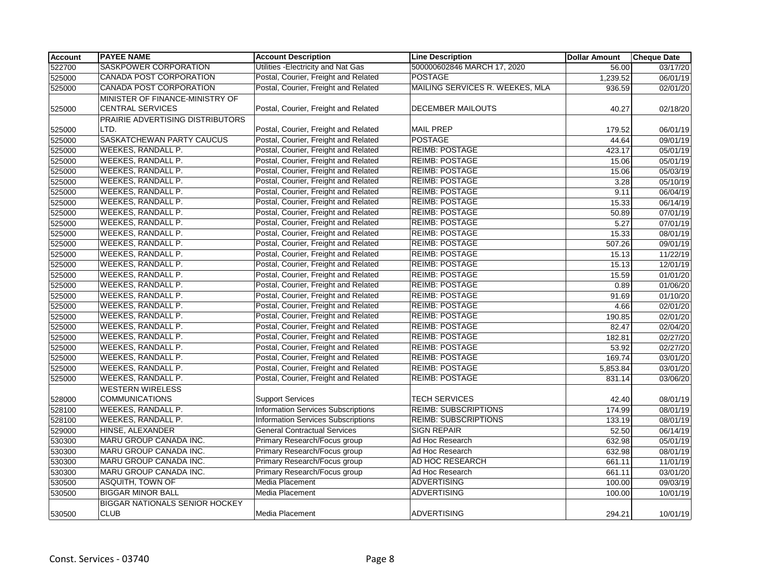| Account | PAYEE NAME | Account Description | Line Description | Dollar Amount | Cheque Date |
|---|---|---|---|---|---|
| 522700 | SASKPOWER CORPORATION | Utilities -Electricity and Nat Gas | 500000602846 MARCH 17, 2020 | 56.00 | 03/17/20 |
| 525000 | CANADA POST CORPORATION | Postal, Courier, Freight and Related | POSTAGE | 1,239.52 | 06/01/19 |
| 525000 | CANADA POST CORPORATION | Postal, Courier, Freight and Related | MAILING SERVICES R. WEEKES, MLA | 936.59 | 02/01/20 |
| 525000 | MINISTER OF FINANCE-MINISTRY OF CENTRAL SERVICES | Postal, Courier, Freight and Related | DECEMBER MAILOUTS | 40.27 | 02/18/20 |
| 525000 | PRAIRIE ADVERTISING DISTRIBUTORS LTD. | Postal, Courier, Freight and Related | MAIL PREP | 179.52 | 06/01/19 |
| 525000 | SASKATCHEWAN PARTY CAUCUS | Postal, Courier, Freight and Related | POSTAGE | 44.64 | 09/01/19 |
| 525000 | WEEKES, RANDALL P. | Postal, Courier, Freight and Related | REIMB: POSTAGE | 423.17 | 05/01/19 |
| 525000 | WEEKES, RANDALL P. | Postal, Courier, Freight and Related | REIMB: POSTAGE | 15.06 | 05/01/19 |
| 525000 | WEEKES, RANDALL P. | Postal, Courier, Freight and Related | REIMB: POSTAGE | 15.06 | 05/03/19 |
| 525000 | WEEKES, RANDALL P. | Postal, Courier, Freight and Related | REIMB: POSTAGE | 3.28 | 05/10/19 |
| 525000 | WEEKES, RANDALL P. | Postal, Courier, Freight and Related | REIMB: POSTAGE | 9.11 | 06/04/19 |
| 525000 | WEEKES, RANDALL P. | Postal, Courier, Freight and Related | REIMB: POSTAGE | 15.33 | 06/14/19 |
| 525000 | WEEKES, RANDALL P. | Postal, Courier, Freight and Related | REIMB: POSTAGE | 50.89 | 07/01/19 |
| 525000 | WEEKES, RANDALL P. | Postal, Courier, Freight and Related | REIMB: POSTAGE | 5.27 | 07/01/19 |
| 525000 | WEEKES, RANDALL P. | Postal, Courier, Freight and Related | REIMB: POSTAGE | 15.33 | 08/01/19 |
| 525000 | WEEKES, RANDALL P. | Postal, Courier, Freight and Related | REIMB: POSTAGE | 507.26 | 09/01/19 |
| 525000 | WEEKES, RANDALL P. | Postal, Courier, Freight and Related | REIMB: POSTAGE | 15.13 | 11/22/19 |
| 525000 | WEEKES, RANDALL P. | Postal, Courier, Freight and Related | REIMB: POSTAGE | 15.13 | 12/01/19 |
| 525000 | WEEKES, RANDALL P. | Postal, Courier, Freight and Related | REIMB: POSTAGE | 15.59 | 01/01/20 |
| 525000 | WEEKES, RANDALL P. | Postal, Courier, Freight and Related | REIMB: POSTAGE | 0.89 | 01/06/20 |
| 525000 | WEEKES, RANDALL P. | Postal, Courier, Freight and Related | REIMB: POSTAGE | 91.69 | 01/10/20 |
| 525000 | WEEKES, RANDALL P. | Postal, Courier, Freight and Related | REIMB: POSTAGE | 4.66 | 02/01/20 |
| 525000 | WEEKES, RANDALL P. | Postal, Courier, Freight and Related | REIMB: POSTAGE | 190.85 | 02/01/20 |
| 525000 | WEEKES, RANDALL P. | Postal, Courier, Freight and Related | REIMB: POSTAGE | 82.47 | 02/04/20 |
| 525000 | WEEKES, RANDALL P. | Postal, Courier, Freight and Related | REIMB: POSTAGE | 182.81 | 02/27/20 |
| 525000 | WEEKES, RANDALL P. | Postal, Courier, Freight and Related | REIMB: POSTAGE | 53.92 | 02/27/20 |
| 525000 | WEEKES, RANDALL P. | Postal, Courier, Freight and Related | REIMB: POSTAGE | 169.74 | 03/01/20 |
| 525000 | WEEKES, RANDALL P. | Postal, Courier, Freight and Related | REIMB: POSTAGE | 5,853.84 | 03/01/20 |
| 525000 | WEEKES, RANDALL P. | Postal, Courier, Freight and Related | REIMB: POSTAGE | 831.14 | 03/06/20 |
| 528000 | WESTERN WIRELESS COMMUNICATIONS | Support Services | TECH SERVICES | 42.40 | 08/01/19 |
| 528100 | WEEKES, RANDALL P. | Information Services Subscriptions | REIMB: SUBSCRIPTIONS | 174.99 | 08/01/19 |
| 528100 | WEEKES, RANDALL P. | Information Services Subscriptions | REIMB: SUBSCRIPTIONS | 133.19 | 08/01/19 |
| 529000 | HINSE, ALEXANDER | General Contractual Services | SIGN REPAIR | 52.50 | 06/14/19 |
| 530300 | MARU GROUP CANADA INC. | Primary Research/Focus group | Ad Hoc Research | 632.98 | 05/01/19 |
| 530300 | MARU GROUP CANADA INC. | Primary Research/Focus group | Ad Hoc Research | 632.98 | 08/01/19 |
| 530300 | MARU GROUP CANADA INC. | Primary Research/Focus group | AD HOC RESEARCH | 661.11 | 11/01/19 |
| 530300 | MARU GROUP CANADA INC. | Primary Research/Focus group | Ad Hoc Research | 661.11 | 03/01/20 |
| 530500 | ASQUITH, TOWN OF | Media Placement | ADVERTISING | 100.00 | 09/03/19 |
| 530500 | BIGGAR MINOR BALL | Media Placement | ADVERTISING | 100.00 | 10/01/19 |
| 530500 | BIGGAR NATIONALS SENIOR HOCKEY CLUB | Media Placement | ADVERTISING | 294.21 | 10/01/19 |

Const. Services - 03740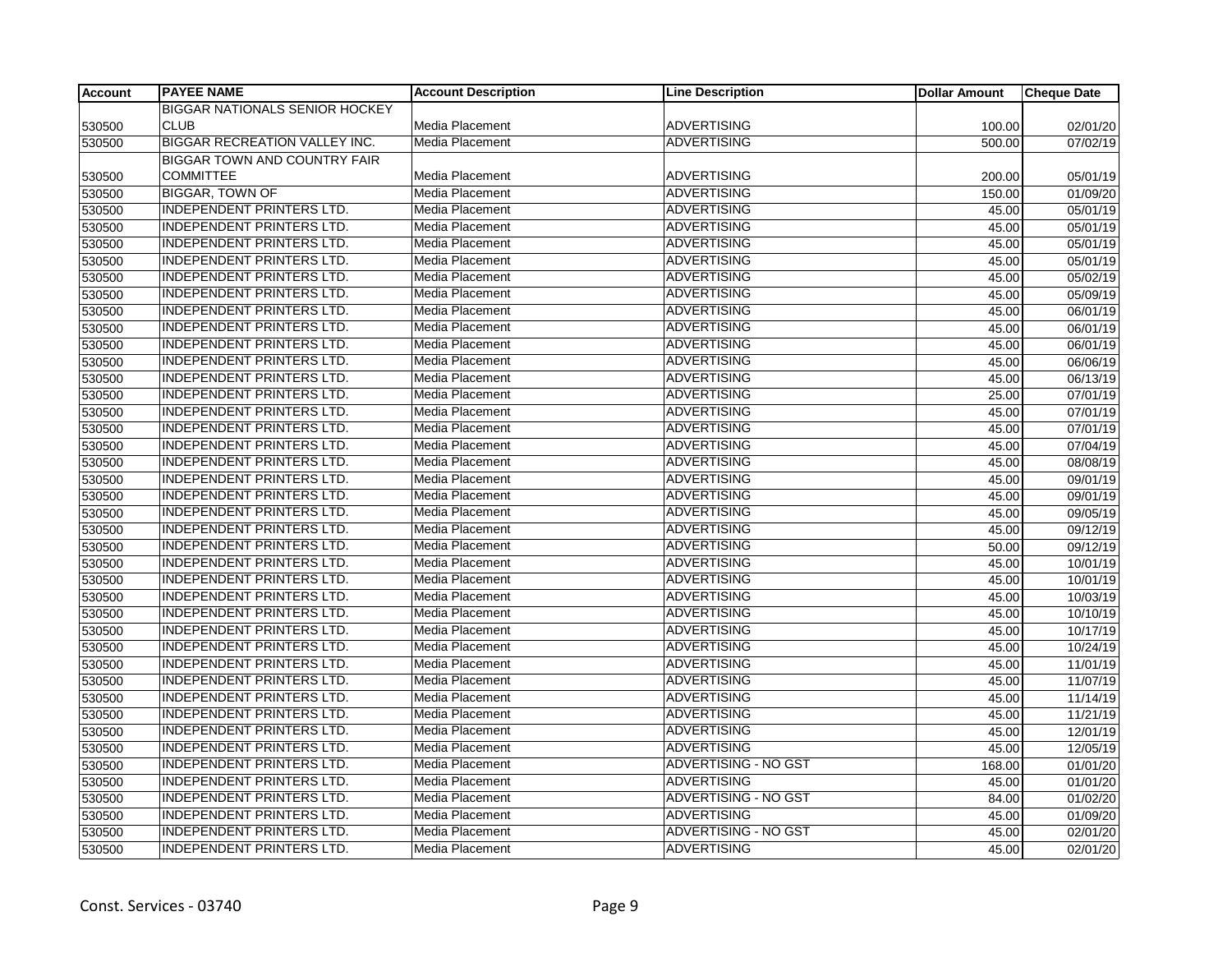| Account | PAYEE NAME | Account Description | Line Description | Dollar Amount | Cheque Date |
|---|---|---|---|---|---|
| 530500 | BIGGAR NATIONALS SENIOR HOCKEY CLUB | Media Placement | ADVERTISING | 100.00 | 02/01/20 |
| 530500 | BIGGAR RECREATION VALLEY INC. | Media Placement | ADVERTISING | 500.00 | 07/02/19 |
| 530500 | BIGGAR TOWN AND COUNTRY FAIR COMMITTEE | Media Placement | ADVERTISING | 200.00 | 05/01/19 |
| 530500 | BIGGAR, TOWN OF | Media Placement | ADVERTISING | 150.00 | 01/09/20 |
| 530500 | INDEPENDENT PRINTERS LTD. | Media Placement | ADVERTISING | 45.00 | 05/01/19 |
| 530500 | INDEPENDENT PRINTERS LTD. | Media Placement | ADVERTISING | 45.00 | 05/01/19 |
| 530500 | INDEPENDENT PRINTERS LTD. | Media Placement | ADVERTISING | 45.00 | 05/01/19 |
| 530500 | INDEPENDENT PRINTERS LTD. | Media Placement | ADVERTISING | 45.00 | 05/01/19 |
| 530500 | INDEPENDENT PRINTERS LTD. | Media Placement | ADVERTISING | 45.00 | 05/02/19 |
| 530500 | INDEPENDENT PRINTERS LTD. | Media Placement | ADVERTISING | 45.00 | 05/09/19 |
| 530500 | INDEPENDENT PRINTERS LTD. | Media Placement | ADVERTISING | 45.00 | 06/01/19 |
| 530500 | INDEPENDENT PRINTERS LTD. | Media Placement | ADVERTISING | 45.00 | 06/01/19 |
| 530500 | INDEPENDENT PRINTERS LTD. | Media Placement | ADVERTISING | 45.00 | 06/01/19 |
| 530500 | INDEPENDENT PRINTERS LTD. | Media Placement | ADVERTISING | 45.00 | 06/06/19 |
| 530500 | INDEPENDENT PRINTERS LTD. | Media Placement | ADVERTISING | 45.00 | 06/13/19 |
| 530500 | INDEPENDENT PRINTERS LTD. | Media Placement | ADVERTISING | 25.00 | 07/01/19 |
| 530500 | INDEPENDENT PRINTERS LTD. | Media Placement | ADVERTISING | 45.00 | 07/01/19 |
| 530500 | INDEPENDENT PRINTERS LTD. | Media Placement | ADVERTISING | 45.00 | 07/01/19 |
| 530500 | INDEPENDENT PRINTERS LTD. | Media Placement | ADVERTISING | 45.00 | 07/04/19 |
| 530500 | INDEPENDENT PRINTERS LTD. | Media Placement | ADVERTISING | 45.00 | 08/08/19 |
| 530500 | INDEPENDENT PRINTERS LTD. | Media Placement | ADVERTISING | 45.00 | 09/01/19 |
| 530500 | INDEPENDENT PRINTERS LTD. | Media Placement | ADVERTISING | 45.00 | 09/01/19 |
| 530500 | INDEPENDENT PRINTERS LTD. | Media Placement | ADVERTISING | 45.00 | 09/05/19 |
| 530500 | INDEPENDENT PRINTERS LTD. | Media Placement | ADVERTISING | 45.00 | 09/12/19 |
| 530500 | INDEPENDENT PRINTERS LTD. | Media Placement | ADVERTISING | 50.00 | 09/12/19 |
| 530500 | INDEPENDENT PRINTERS LTD. | Media Placement | ADVERTISING | 45.00 | 10/01/19 |
| 530500 | INDEPENDENT PRINTERS LTD. | Media Placement | ADVERTISING | 45.00 | 10/01/19 |
| 530500 | INDEPENDENT PRINTERS LTD. | Media Placement | ADVERTISING | 45.00 | 10/03/19 |
| 530500 | INDEPENDENT PRINTERS LTD. | Media Placement | ADVERTISING | 45.00 | 10/10/19 |
| 530500 | INDEPENDENT PRINTERS LTD. | Media Placement | ADVERTISING | 45.00 | 10/17/19 |
| 530500 | INDEPENDENT PRINTERS LTD. | Media Placement | ADVERTISING | 45.00 | 10/24/19 |
| 530500 | INDEPENDENT PRINTERS LTD. | Media Placement | ADVERTISING | 45.00 | 11/01/19 |
| 530500 | INDEPENDENT PRINTERS LTD. | Media Placement | ADVERTISING | 45.00 | 11/07/19 |
| 530500 | INDEPENDENT PRINTERS LTD. | Media Placement | ADVERTISING | 45.00 | 11/14/19 |
| 530500 | INDEPENDENT PRINTERS LTD. | Media Placement | ADVERTISING | 45.00 | 11/21/19 |
| 530500 | INDEPENDENT PRINTERS LTD. | Media Placement | ADVERTISING | 45.00 | 12/01/19 |
| 530500 | INDEPENDENT PRINTERS LTD. | Media Placement | ADVERTISING | 45.00 | 12/05/19 |
| 530500 | INDEPENDENT PRINTERS LTD. | Media Placement | ADVERTISING - NO GST | 168.00 | 01/01/20 |
| 530500 | INDEPENDENT PRINTERS LTD. | Media Placement | ADVERTISING | 45.00 | 01/01/20 |
| 530500 | INDEPENDENT PRINTERS LTD. | Media Placement | ADVERTISING - NO GST | 84.00 | 01/02/20 |
| 530500 | INDEPENDENT PRINTERS LTD. | Media Placement | ADVERTISING | 45.00 | 01/09/20 |
| 530500 | INDEPENDENT PRINTERS LTD. | Media Placement | ADVERTISING - NO GST | 45.00 | 02/01/20 |
| 530500 | INDEPENDENT PRINTERS LTD. | Media Placement | ADVERTISING | 45.00 | 02/01/20 |

Const. Services - 03740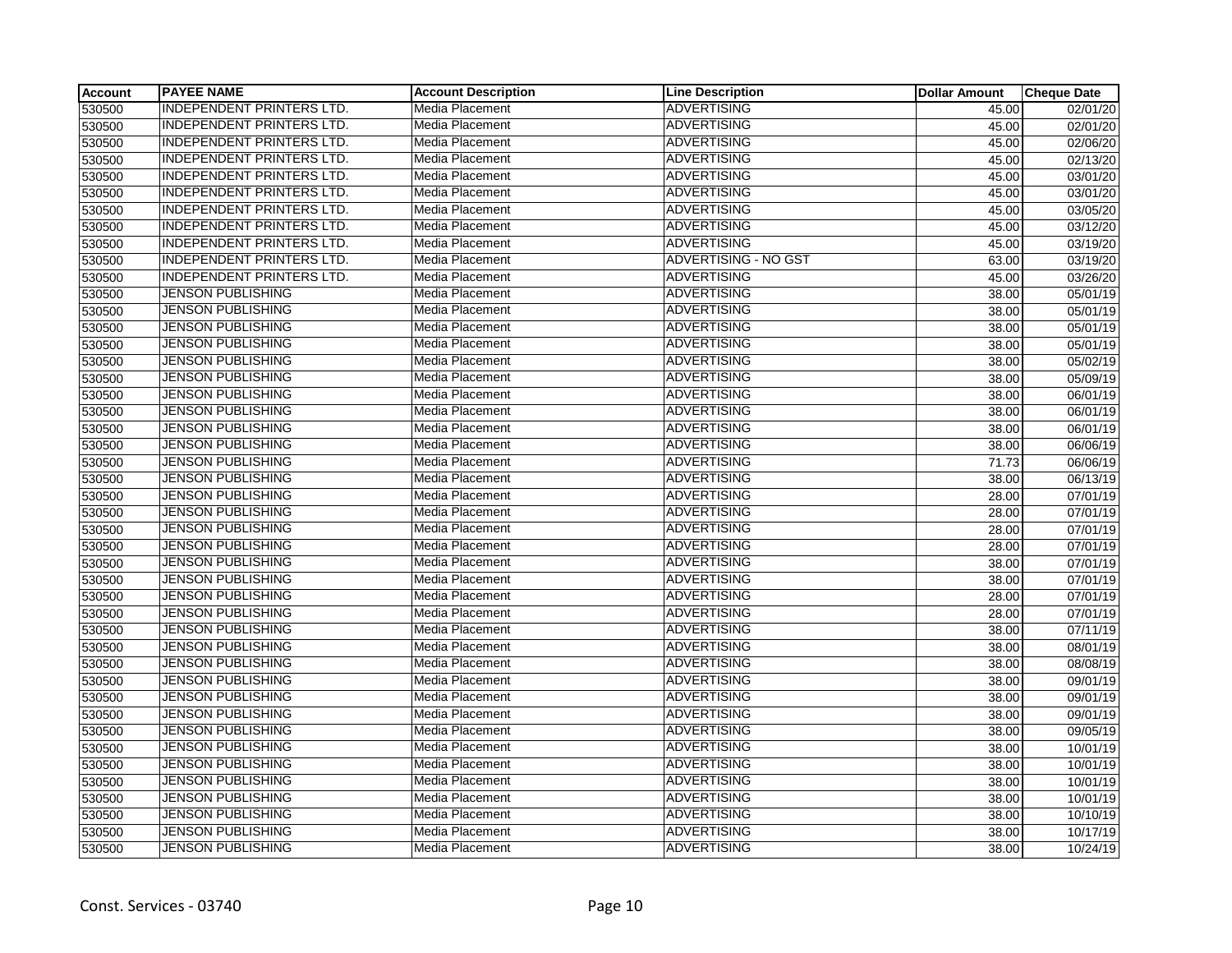| Account | PAYEE NAME | Account Description | Line Description | Dollar Amount | Cheque Date |
|---|---|---|---|---|---|
| 530500 | INDEPENDENT PRINTERS LTD. | Media Placement | ADVERTISING | 45.00 | 02/01/20 |
| 530500 | INDEPENDENT PRINTERS LTD. | Media Placement | ADVERTISING | 45.00 | 02/01/20 |
| 530500 | INDEPENDENT PRINTERS LTD. | Media Placement | ADVERTISING | 45.00 | 02/06/20 |
| 530500 | INDEPENDENT PRINTERS LTD. | Media Placement | ADVERTISING | 45.00 | 02/13/20 |
| 530500 | INDEPENDENT PRINTERS LTD. | Media Placement | ADVERTISING | 45.00 | 03/01/20 |
| 530500 | INDEPENDENT PRINTERS LTD. | Media Placement | ADVERTISING | 45.00 | 03/01/20 |
| 530500 | INDEPENDENT PRINTERS LTD. | Media Placement | ADVERTISING | 45.00 | 03/05/20 |
| 530500 | INDEPENDENT PRINTERS LTD. | Media Placement | ADVERTISING | 45.00 | 03/12/20 |
| 530500 | INDEPENDENT PRINTERS LTD. | Media Placement | ADVERTISING | 45.00 | 03/19/20 |
| 530500 | INDEPENDENT PRINTERS LTD. | Media Placement | ADVERTISING - NO GST | 63.00 | 03/19/20 |
| 530500 | INDEPENDENT PRINTERS LTD. | Media Placement | ADVERTISING | 45.00 | 03/26/20 |
| 530500 | JENSON PUBLISHING | Media Placement | ADVERTISING | 38.00 | 05/01/19 |
| 530500 | JENSON PUBLISHING | Media Placement | ADVERTISING | 38.00 | 05/01/19 |
| 530500 | JENSON PUBLISHING | Media Placement | ADVERTISING | 38.00 | 05/01/19 |
| 530500 | JENSON PUBLISHING | Media Placement | ADVERTISING | 38.00 | 05/01/19 |
| 530500 | JENSON PUBLISHING | Media Placement | ADVERTISING | 38.00 | 05/02/19 |
| 530500 | JENSON PUBLISHING | Media Placement | ADVERTISING | 38.00 | 05/09/19 |
| 530500 | JENSON PUBLISHING | Media Placement | ADVERTISING | 38.00 | 06/01/19 |
| 530500 | JENSON PUBLISHING | Media Placement | ADVERTISING | 38.00 | 06/01/19 |
| 530500 | JENSON PUBLISHING | Media Placement | ADVERTISING | 38.00 | 06/01/19 |
| 530500 | JENSON PUBLISHING | Media Placement | ADVERTISING | 38.00 | 06/06/19 |
| 530500 | JENSON PUBLISHING | Media Placement | ADVERTISING | 71.73 | 06/06/19 |
| 530500 | JENSON PUBLISHING | Media Placement | ADVERTISING | 38.00 | 06/13/19 |
| 530500 | JENSON PUBLISHING | Media Placement | ADVERTISING | 28.00 | 07/01/19 |
| 530500 | JENSON PUBLISHING | Media Placement | ADVERTISING | 28.00 | 07/01/19 |
| 530500 | JENSON PUBLISHING | Media Placement | ADVERTISING | 28.00 | 07/01/19 |
| 530500 | JENSON PUBLISHING | Media Placement | ADVERTISING | 28.00 | 07/01/19 |
| 530500 | JENSON PUBLISHING | Media Placement | ADVERTISING | 38.00 | 07/01/19 |
| 530500 | JENSON PUBLISHING | Media Placement | ADVERTISING | 38.00 | 07/01/19 |
| 530500 | JENSON PUBLISHING | Media Placement | ADVERTISING | 28.00 | 07/01/19 |
| 530500 | JENSON PUBLISHING | Media Placement | ADVERTISING | 28.00 | 07/01/19 |
| 530500 | JENSON PUBLISHING | Media Placement | ADVERTISING | 38.00 | 07/11/19 |
| 530500 | JENSON PUBLISHING | Media Placement | ADVERTISING | 38.00 | 08/01/19 |
| 530500 | JENSON PUBLISHING | Media Placement | ADVERTISING | 38.00 | 08/08/19 |
| 530500 | JENSON PUBLISHING | Media Placement | ADVERTISING | 38.00 | 09/01/19 |
| 530500 | JENSON PUBLISHING | Media Placement | ADVERTISING | 38.00 | 09/01/19 |
| 530500 | JENSON PUBLISHING | Media Placement | ADVERTISING | 38.00 | 09/01/19 |
| 530500 | JENSON PUBLISHING | Media Placement | ADVERTISING | 38.00 | 09/05/19 |
| 530500 | JENSON PUBLISHING | Media Placement | ADVERTISING | 38.00 | 10/01/19 |
| 530500 | JENSON PUBLISHING | Media Placement | ADVERTISING | 38.00 | 10/01/19 |
| 530500 | JENSON PUBLISHING | Media Placement | ADVERTISING | 38.00 | 10/01/19 |
| 530500 | JENSON PUBLISHING | Media Placement | ADVERTISING | 38.00 | 10/01/19 |
| 530500 | JENSON PUBLISHING | Media Placement | ADVERTISING | 38.00 | 10/10/19 |
| 530500 | JENSON PUBLISHING | Media Placement | ADVERTISING | 38.00 | 10/17/19 |
| 530500 | JENSON PUBLISHING | Media Placement | ADVERTISING | 38.00 | 10/24/19 |

Const. Services - 03740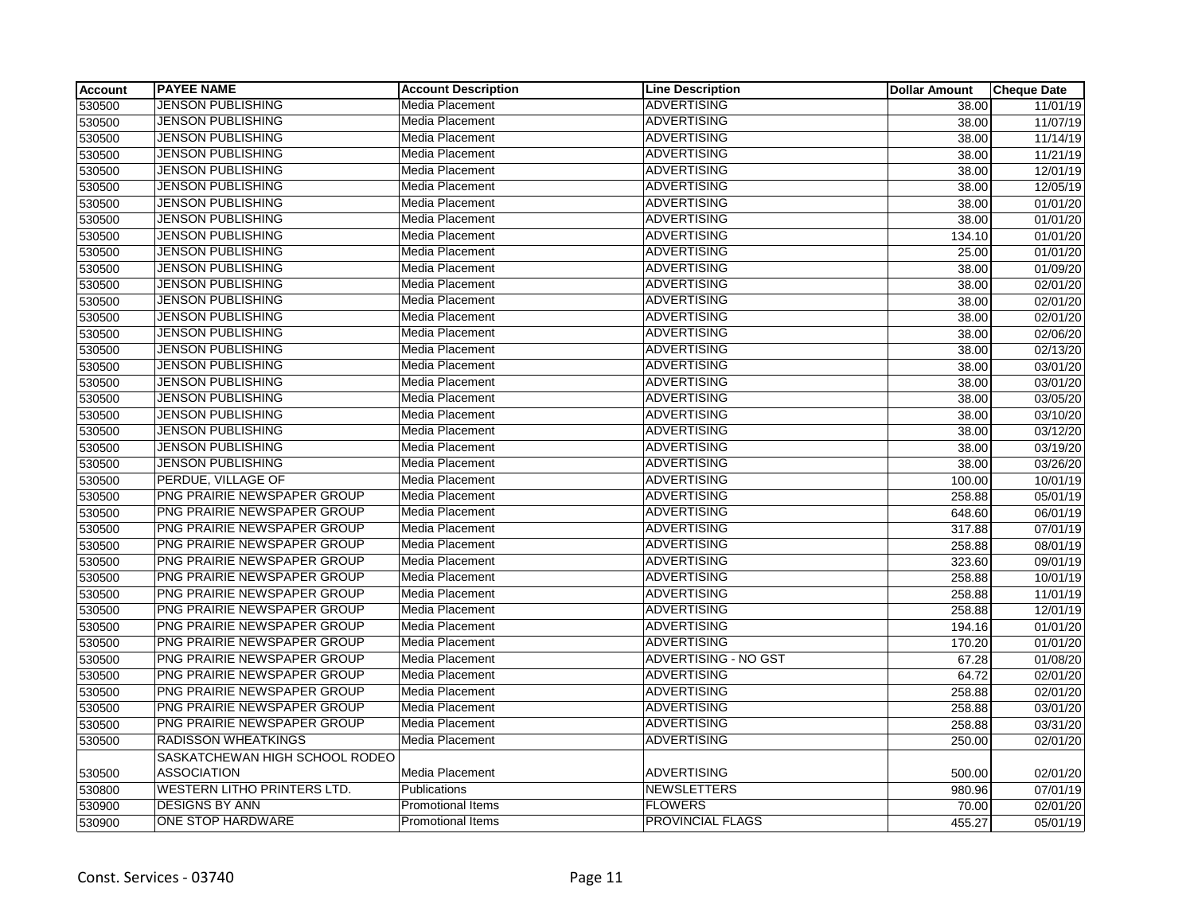| Account | PAYEE NAME | Account Description | Line Description | Dollar Amount | Cheque Date |
|---|---|---|---|---|---|
| 530500 | JENSON PUBLISHING | Media Placement | ADVERTISING | 38.00 | 11/01/19 |
| 530500 | JENSON PUBLISHING | Media Placement | ADVERTISING | 38.00 | 11/07/19 |
| 530500 | JENSON PUBLISHING | Media Placement | ADVERTISING | 38.00 | 11/14/19 |
| 530500 | JENSON PUBLISHING | Media Placement | ADVERTISING | 38.00 | 11/21/19 |
| 530500 | JENSON PUBLISHING | Media Placement | ADVERTISING | 38.00 | 12/01/19 |
| 530500 | JENSON PUBLISHING | Media Placement | ADVERTISING | 38.00 | 12/05/19 |
| 530500 | JENSON PUBLISHING | Media Placement | ADVERTISING | 38.00 | 01/01/20 |
| 530500 | JENSON PUBLISHING | Media Placement | ADVERTISING | 38.00 | 01/01/20 |
| 530500 | JENSON PUBLISHING | Media Placement | ADVERTISING | 134.10 | 01/01/20 |
| 530500 | JENSON PUBLISHING | Media Placement | ADVERTISING | 25.00 | 01/01/20 |
| 530500 | JENSON PUBLISHING | Media Placement | ADVERTISING | 38.00 | 01/09/20 |
| 530500 | JENSON PUBLISHING | Media Placement | ADVERTISING | 38.00 | 02/01/20 |
| 530500 | JENSON PUBLISHING | Media Placement | ADVERTISING | 38.00 | 02/01/20 |
| 530500 | JENSON PUBLISHING | Media Placement | ADVERTISING | 38.00 | 02/01/20 |
| 530500 | JENSON PUBLISHING | Media Placement | ADVERTISING | 38.00 | 02/06/20 |
| 530500 | JENSON PUBLISHING | Media Placement | ADVERTISING | 38.00 | 02/13/20 |
| 530500 | JENSON PUBLISHING | Media Placement | ADVERTISING | 38.00 | 03/01/20 |
| 530500 | JENSON PUBLISHING | Media Placement | ADVERTISING | 38.00 | 03/01/20 |
| 530500 | JENSON PUBLISHING | Media Placement | ADVERTISING | 38.00 | 03/05/20 |
| 530500 | JENSON PUBLISHING | Media Placement | ADVERTISING | 38.00 | 03/10/20 |
| 530500 | JENSON PUBLISHING | Media Placement | ADVERTISING | 38.00 | 03/12/20 |
| 530500 | JENSON PUBLISHING | Media Placement | ADVERTISING | 38.00 | 03/19/20 |
| 530500 | JENSON PUBLISHING | Media Placement | ADVERTISING | 38.00 | 03/26/20 |
| 530500 | PERDUE, VILLAGE OF | Media Placement | ADVERTISING | 100.00 | 10/01/19 |
| 530500 | PNG PRAIRIE NEWSPAPER GROUP | Media Placement | ADVERTISING | 258.88 | 05/01/19 |
| 530500 | PNG PRAIRIE NEWSPAPER GROUP | Media Placement | ADVERTISING | 648.60 | 06/01/19 |
| 530500 | PNG PRAIRIE NEWSPAPER GROUP | Media Placement | ADVERTISING | 317.88 | 07/01/19 |
| 530500 | PNG PRAIRIE NEWSPAPER GROUP | Media Placement | ADVERTISING | 258.88 | 08/01/19 |
| 530500 | PNG PRAIRIE NEWSPAPER GROUP | Media Placement | ADVERTISING | 323.60 | 09/01/19 |
| 530500 | PNG PRAIRIE NEWSPAPER GROUP | Media Placement | ADVERTISING | 258.88 | 10/01/19 |
| 530500 | PNG PRAIRIE NEWSPAPER GROUP | Media Placement | ADVERTISING | 258.88 | 11/01/19 |
| 530500 | PNG PRAIRIE NEWSPAPER GROUP | Media Placement | ADVERTISING | 258.88 | 12/01/19 |
| 530500 | PNG PRAIRIE NEWSPAPER GROUP | Media Placement | ADVERTISING | 194.16 | 01/01/20 |
| 530500 | PNG PRAIRIE NEWSPAPER GROUP | Media Placement | ADVERTISING | 170.20 | 01/01/20 |
| 530500 | PNG PRAIRIE NEWSPAPER GROUP | Media Placement | ADVERTISING - NO GST | 67.28 | 01/08/20 |
| 530500 | PNG PRAIRIE NEWSPAPER GROUP | Media Placement | ADVERTISING | 64.72 | 02/01/20 |
| 530500 | PNG PRAIRIE NEWSPAPER GROUP | Media Placement | ADVERTISING | 258.88 | 02/01/20 |
| 530500 | PNG PRAIRIE NEWSPAPER GROUP | Media Placement | ADVERTISING | 258.88 | 03/01/20 |
| 530500 | PNG PRAIRIE NEWSPAPER GROUP | Media Placement | ADVERTISING | 258.88 | 03/31/20 |
| 530500 | RADISSON WHEATKINGS | Media Placement | ADVERTISING | 250.00 | 02/01/20 |
| 530500 | SASKATCHEWAN HIGH SCHOOL RODEO ASSOCIATION | Media Placement | ADVERTISING | 500.00 | 02/01/20 |
| 530800 | WESTERN LITHO PRINTERS LTD. | Publications | NEWSLETTERS | 980.96 | 07/01/19 |
| 530900 | DESIGNS BY ANN | Promotional Items | FLOWERS | 70.00 | 02/01/20 |
| 530900 | ONE STOP HARDWARE | Promotional Items | PROVINCIAL FLAGS | 455.27 | 05/01/19 |

Const. Services - 03740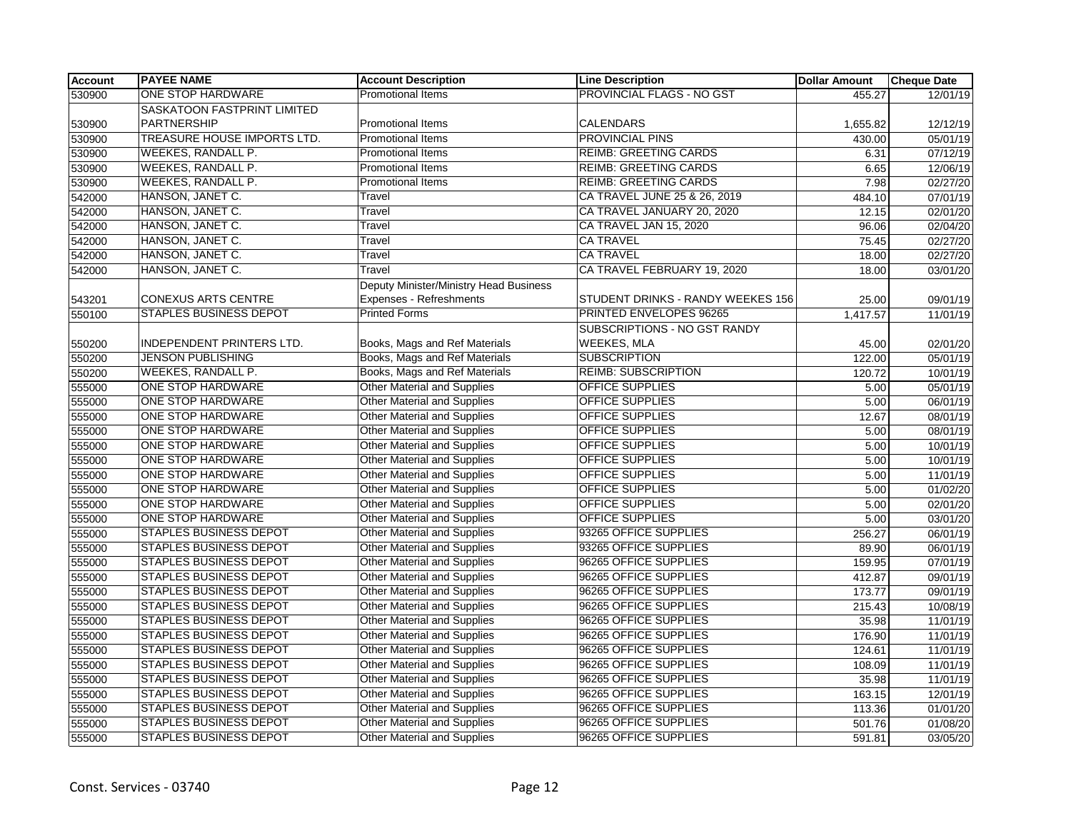| Account | PAYEE NAME | Account Description | Line Description | Dollar Amount | Cheque Date |
|---|---|---|---|---|---|
| 530900 | ONE STOP HARDWARE | Promotional Items | PROVINCIAL FLAGS - NO GST | 455.27 | 12/01/19 |
| 530900 | SASKATOON FASTPRINT LIMITED PARTNERSHIP | Promotional Items | CALENDARS | 1,655.82 | 12/12/19 |
| 530900 | TREASURE HOUSE IMPORTS LTD. | Promotional Items | PROVINCIAL PINS | 430.00 | 05/01/19 |
| 530900 | WEEKES, RANDALL P. | Promotional Items | REIMB: GREETING CARDS | 6.31 | 07/12/19 |
| 530900 | WEEKES, RANDALL P. | Promotional Items | REIMB: GREETING CARDS | 6.65 | 12/06/19 |
| 530900 | WEEKES, RANDALL P. | Promotional Items | REIMB: GREETING CARDS | 7.98 | 02/27/20 |
| 542000 | HANSON, JANET C. | Travel | CA TRAVEL JUNE 25 & 26, 2019 | 484.10 | 07/01/19 |
| 542000 | HANSON, JANET C. | Travel | CA TRAVEL JANUARY 20, 2020 | 12.15 | 02/01/20 |
| 542000 | HANSON, JANET C. | Travel | CA TRAVEL JAN 15, 2020 | 96.06 | 02/04/20 |
| 542000 | HANSON, JANET C. | Travel | CA TRAVEL | 75.45 | 02/27/20 |
| 542000 | HANSON, JANET C. | Travel | CA TRAVEL | 18.00 | 02/27/20 |
| 542000 | HANSON, JANET C. | Travel | CA TRAVEL FEBRUARY 19, 2020 | 18.00 | 03/01/20 |
| 543201 | CONEXUS ARTS CENTRE | Deputy Minister/Ministry Head Business Expenses - Refreshments | STUDENT DRINKS - RANDY WEEKES 156 | 25.00 | 09/01/19 |
| 550100 | STAPLES BUSINESS DEPOT | Printed Forms | PRINTED ENVELOPES 96265 | 1,417.57 | 11/01/19 |
| 550200 | INDEPENDENT PRINTERS LTD. | Books, Mags and Ref Materials | SUBSCRIPTIONS - NO GST RANDY WEEKES, MLA | 45.00 | 02/01/20 |
| 550200 | JENSON PUBLISHING | Books, Mags and Ref Materials | SUBSCRIPTION | 122.00 | 05/01/19 |
| 550200 | WEEKES, RANDALL P. | Books, Mags and Ref Materials | REIMB: SUBSCRIPTION | 120.72 | 10/01/19 |
| 555000 | ONE STOP HARDWARE | Other Material and Supplies | OFFICE SUPPLIES | 5.00 | 05/01/19 |
| 555000 | ONE STOP HARDWARE | Other Material and Supplies | OFFICE SUPPLIES | 5.00 | 06/01/19 |
| 555000 | ONE STOP HARDWARE | Other Material and Supplies | OFFICE SUPPLIES | 12.67 | 08/01/19 |
| 555000 | ONE STOP HARDWARE | Other Material and Supplies | OFFICE SUPPLIES | 5.00 | 08/01/19 |
| 555000 | ONE STOP HARDWARE | Other Material and Supplies | OFFICE SUPPLIES | 5.00 | 10/01/19 |
| 555000 | ONE STOP HARDWARE | Other Material and Supplies | OFFICE SUPPLIES | 5.00 | 10/01/19 |
| 555000 | ONE STOP HARDWARE | Other Material and Supplies | OFFICE SUPPLIES | 5.00 | 11/01/19 |
| 555000 | ONE STOP HARDWARE | Other Material and Supplies | OFFICE SUPPLIES | 5.00 | 01/02/20 |
| 555000 | ONE STOP HARDWARE | Other Material and Supplies | OFFICE SUPPLIES | 5.00 | 02/01/20 |
| 555000 | ONE STOP HARDWARE | Other Material and Supplies | OFFICE SUPPLIES | 5.00 | 03/01/20 |
| 555000 | STAPLES BUSINESS DEPOT | Other Material and Supplies | 93265 OFFICE SUPPLIES | 256.27 | 06/01/19 |
| 555000 | STAPLES BUSINESS DEPOT | Other Material and Supplies | 93265 OFFICE SUPPLIES | 89.90 | 06/01/19 |
| 555000 | STAPLES BUSINESS DEPOT | Other Material and Supplies | 96265 OFFICE SUPPLIES | 159.95 | 07/01/19 |
| 555000 | STAPLES BUSINESS DEPOT | Other Material and Supplies | 96265 OFFICE SUPPLIES | 412.87 | 09/01/19 |
| 555000 | STAPLES BUSINESS DEPOT | Other Material and Supplies | 96265 OFFICE SUPPLIES | 173.77 | 09/01/19 |
| 555000 | STAPLES BUSINESS DEPOT | Other Material and Supplies | 96265 OFFICE SUPPLIES | 215.43 | 10/08/19 |
| 555000 | STAPLES BUSINESS DEPOT | Other Material and Supplies | 96265 OFFICE SUPPLIES | 35.98 | 11/01/19 |
| 555000 | STAPLES BUSINESS DEPOT | Other Material and Supplies | 96265 OFFICE SUPPLIES | 176.90 | 11/01/19 |
| 555000 | STAPLES BUSINESS DEPOT | Other Material and Supplies | 96265 OFFICE SUPPLIES | 124.61 | 11/01/19 |
| 555000 | STAPLES BUSINESS DEPOT | Other Material and Supplies | 96265 OFFICE SUPPLIES | 108.09 | 11/01/19 |
| 555000 | STAPLES BUSINESS DEPOT | Other Material and Supplies | 96265 OFFICE SUPPLIES | 35.98 | 11/01/19 |
| 555000 | STAPLES BUSINESS DEPOT | Other Material and Supplies | 96265 OFFICE SUPPLIES | 163.15 | 12/01/19 |
| 555000 | STAPLES BUSINESS DEPOT | Other Material and Supplies | 96265 OFFICE SUPPLIES | 113.36 | 01/01/20 |
| 555000 | STAPLES BUSINESS DEPOT | Other Material and Supplies | 96265 OFFICE SUPPLIES | 501.76 | 01/08/20 |
| 555000 | STAPLES BUSINESS DEPOT | Other Material and Supplies | 96265 OFFICE SUPPLIES | 591.81 | 03/05/20 |

Const. Services - 03740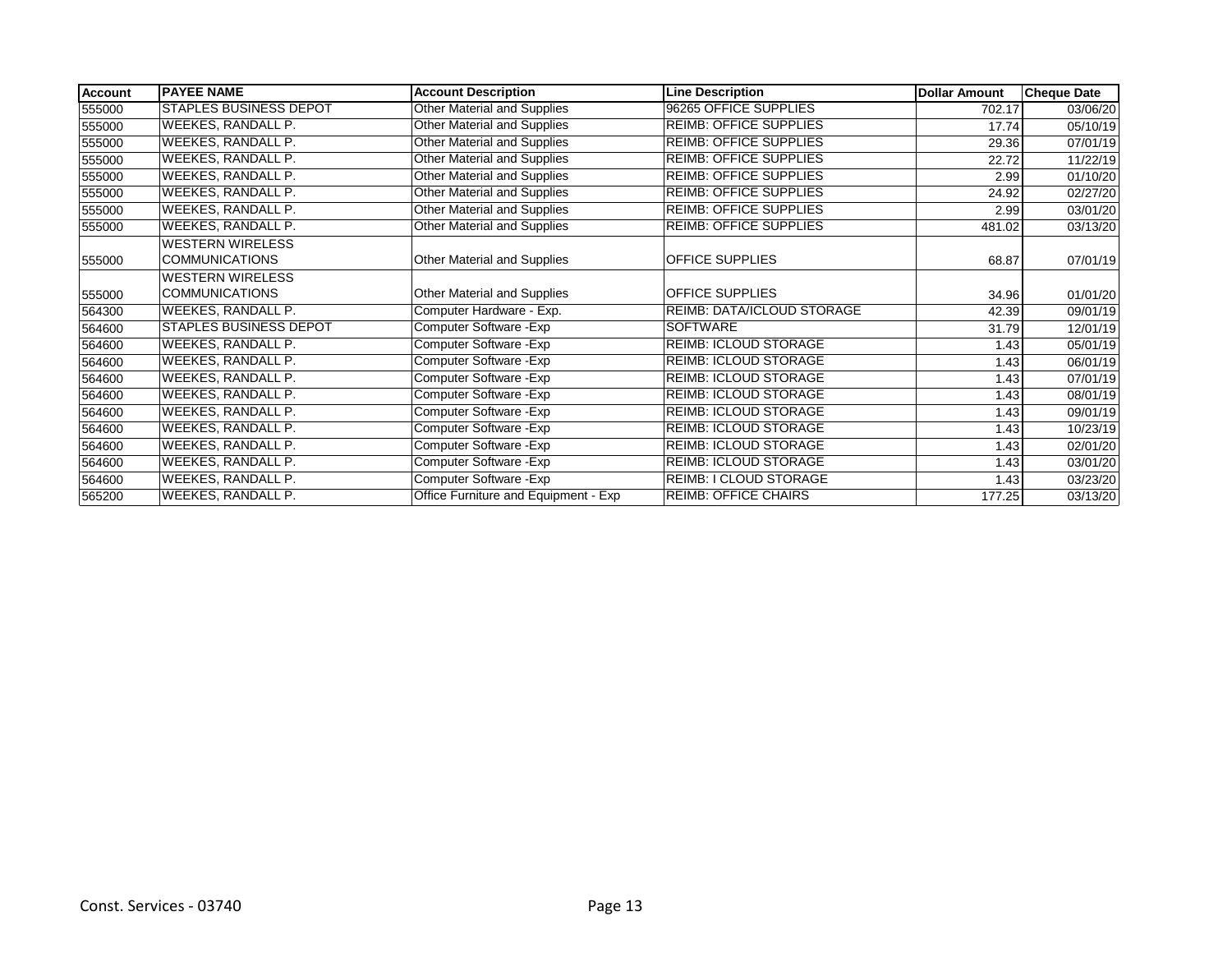| Account | PAYEE NAME | Account Description | Line Description | Dollar Amount | Cheque Date |
| --- | --- | --- | --- | --- | --- |
| 555000 | STAPLES BUSINESS DEPOT | Other Material and Supplies | 96265 OFFICE SUPPLIES | 702.17 | 03/06/20 |
| 555000 | WEEKES, RANDALL P. | Other Material and Supplies | REIMB: OFFICE SUPPLIES | 17.74 | 05/10/19 |
| 555000 | WEEKES, RANDALL P. | Other Material and Supplies | REIMB: OFFICE SUPPLIES | 29.36 | 07/01/19 |
| 555000 | WEEKES, RANDALL P. | Other Material and Supplies | REIMB: OFFICE SUPPLIES | 22.72 | 11/22/19 |
| 555000 | WEEKES, RANDALL P. | Other Material and Supplies | REIMB: OFFICE SUPPLIES | 2.99 | 01/10/20 |
| 555000 | WEEKES, RANDALL P. | Other Material and Supplies | REIMB: OFFICE SUPPLIES | 24.92 | 02/27/20 |
| 555000 | WEEKES, RANDALL P. | Other Material and Supplies | REIMB: OFFICE SUPPLIES | 2.99 | 03/01/20 |
| 555000 | WEEKES, RANDALL P. | Other Material and Supplies | REIMB: OFFICE SUPPLIES | 481.02 | 03/13/20 |
| 555000 | WESTERN WIRELESS COMMUNICATIONS | Other Material and Supplies | OFFICE SUPPLIES | 68.87 | 07/01/19 |
| 555000 | WESTERN WIRELESS COMMUNICATIONS | Other Material and Supplies | OFFICE SUPPLIES | 34.96 | 01/01/20 |
| 564300 | WEEKES, RANDALL P. | Computer Hardware - Exp. | REIMB: DATA/ICLOUD STORAGE | 42.39 | 09/01/19 |
| 564600 | STAPLES BUSINESS DEPOT | Computer Software -Exp | SOFTWARE | 31.79 | 12/01/19 |
| 564600 | WEEKES, RANDALL P. | Computer Software -Exp | REIMB: ICLOUD STORAGE | 1.43 | 05/01/19 |
| 564600 | WEEKES, RANDALL P. | Computer Software -Exp | REIMB: ICLOUD STORAGE | 1.43 | 06/01/19 |
| 564600 | WEEKES, RANDALL P. | Computer Software -Exp | REIMB: ICLOUD STORAGE | 1.43 | 07/01/19 |
| 564600 | WEEKES, RANDALL P. | Computer Software -Exp | REIMB: ICLOUD STORAGE | 1.43 | 08/01/19 |
| 564600 | WEEKES, RANDALL P. | Computer Software -Exp | REIMB: ICLOUD STORAGE | 1.43 | 09/01/19 |
| 564600 | WEEKES, RANDALL P. | Computer Software -Exp | REIMB: ICLOUD STORAGE | 1.43 | 10/23/19 |
| 564600 | WEEKES, RANDALL P. | Computer Software -Exp | REIMB: ICLOUD STORAGE | 1.43 | 02/01/20 |
| 564600 | WEEKES, RANDALL P. | Computer Software -Exp | REIMB: ICLOUD STORAGE | 1.43 | 03/01/20 |
| 564600 | WEEKES, RANDALL P. | Computer Software -Exp | REIMB: I CLOUD STORAGE | 1.43 | 03/23/20 |
| 565200 | WEEKES, RANDALL P. | Office Furniture and Equipment - Exp | REIMB: OFFICE CHAIRS | 177.25 | 03/13/20 |

Const. Services - 03740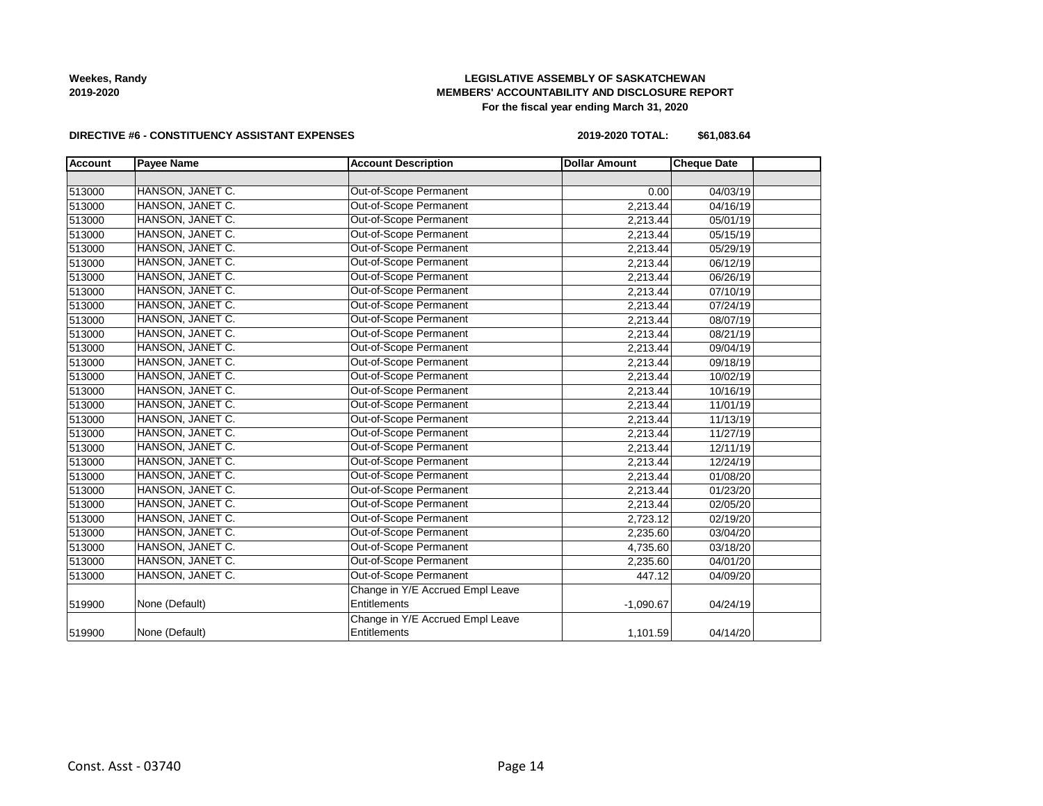**Weekes, Randy**
**2019-2020**

**LEGISLATIVE ASSEMBLY OF SASKATCHEWAN**
**MEMBERS' ACCOUNTABILITY AND DISCLOSURE REPORT**
**For the fiscal year ending March 31, 2020**

**DIRECTIVE #6 - CONSTITUENCY ASSISTANT EXPENSES** **2019-2020 TOTAL: $61,083.64**

| Account | Payee Name | Account Description | Dollar Amount | Cheque Date | |
|---|---|---|---|---|---|
| | | | | | |
| 513000 | HANSON, JANET C. | Out-of-Scope Permanent | 0.00 | 04/03/19 | |
| 513000 | HANSON, JANET C. | Out-of-Scope Permanent | 2,213.44 | 04/16/19 | |
| 513000 | HANSON, JANET C. | Out-of-Scope Permanent | 2,213.44 | 05/01/19 | |
| 513000 | HANSON, JANET C. | Out-of-Scope Permanent | 2,213.44 | 05/15/19 | |
| 513000 | HANSON, JANET C. | Out-of-Scope Permanent | 2,213.44 | 05/29/19 | |
| 513000 | HANSON, JANET C. | Out-of-Scope Permanent | 2,213.44 | 06/12/19 | |
| 513000 | HANSON, JANET C. | Out-of-Scope Permanent | 2,213.44 | 06/26/19 | |
| 513000 | HANSON, JANET C. | Out-of-Scope Permanent | 2,213.44 | 07/10/19 | |
| 513000 | HANSON, JANET C. | Out-of-Scope Permanent | 2,213.44 | 07/24/19 | |
| 513000 | HANSON, JANET C. | Out-of-Scope Permanent | 2,213.44 | 08/07/19 | |
| 513000 | HANSON, JANET C. | Out-of-Scope Permanent | 2,213.44 | 08/21/19 | |
| 513000 | HANSON, JANET C. | Out-of-Scope Permanent | 2,213.44 | 09/04/19 | |
| 513000 | HANSON, JANET C. | Out-of-Scope Permanent | 2,213.44 | 09/18/19 | |
| 513000 | HANSON, JANET C. | Out-of-Scope Permanent | 2,213.44 | 10/02/19 | |
| 513000 | HANSON, JANET C. | Out-of-Scope Permanent | 2,213.44 | 10/16/19 | |
| 513000 | HANSON, JANET C. | Out-of-Scope Permanent | 2,213.44 | 11/01/19 | |
| 513000 | HANSON, JANET C. | Out-of-Scope Permanent | 2,213.44 | 11/13/19 | |
| 513000 | HANSON, JANET C. | Out-of-Scope Permanent | 2,213.44 | 11/27/19 | |
| 513000 | HANSON, JANET C. | Out-of-Scope Permanent | 2,213.44 | 12/11/19 | |
| 513000 | HANSON, JANET C. | Out-of-Scope Permanent | 2,213.44 | 12/24/19 | |
| 513000 | HANSON, JANET C. | Out-of-Scope Permanent | 2,213.44 | 01/08/20 | |
| 513000 | HANSON, JANET C. | Out-of-Scope Permanent | 2,213.44 | 01/23/20 | |
| 513000 | HANSON, JANET C. | Out-of-Scope Permanent | 2,213.44 | 02/05/20 | |
| 513000 | HANSON, JANET C. | Out-of-Scope Permanent | 2,723.12 | 02/19/20 | |
| 513000 | HANSON, JANET C. | Out-of-Scope Permanent | 2,235.60 | 03/04/20 | |
| 513000 | HANSON, JANET C. | Out-of-Scope Permanent | 4,735.60 | 03/18/20 | |
| 513000 | HANSON, JANET C. | Out-of-Scope Permanent | 2,235.60 | 04/01/20 | |
| 513000 | HANSON, JANET C. | Out-of-Scope Permanent | 447.12 | 04/09/20 | |
| 519900 | None (Default) | Change in Y/E Accrued Empl Leave Entitlements | -1,090.67 | 04/24/19 | |
| 519900 | None (Default) | Change in Y/E Accrued Empl Leave Entitlements | 1,101.59 | 04/14/20 | |

Const. Asst - 03740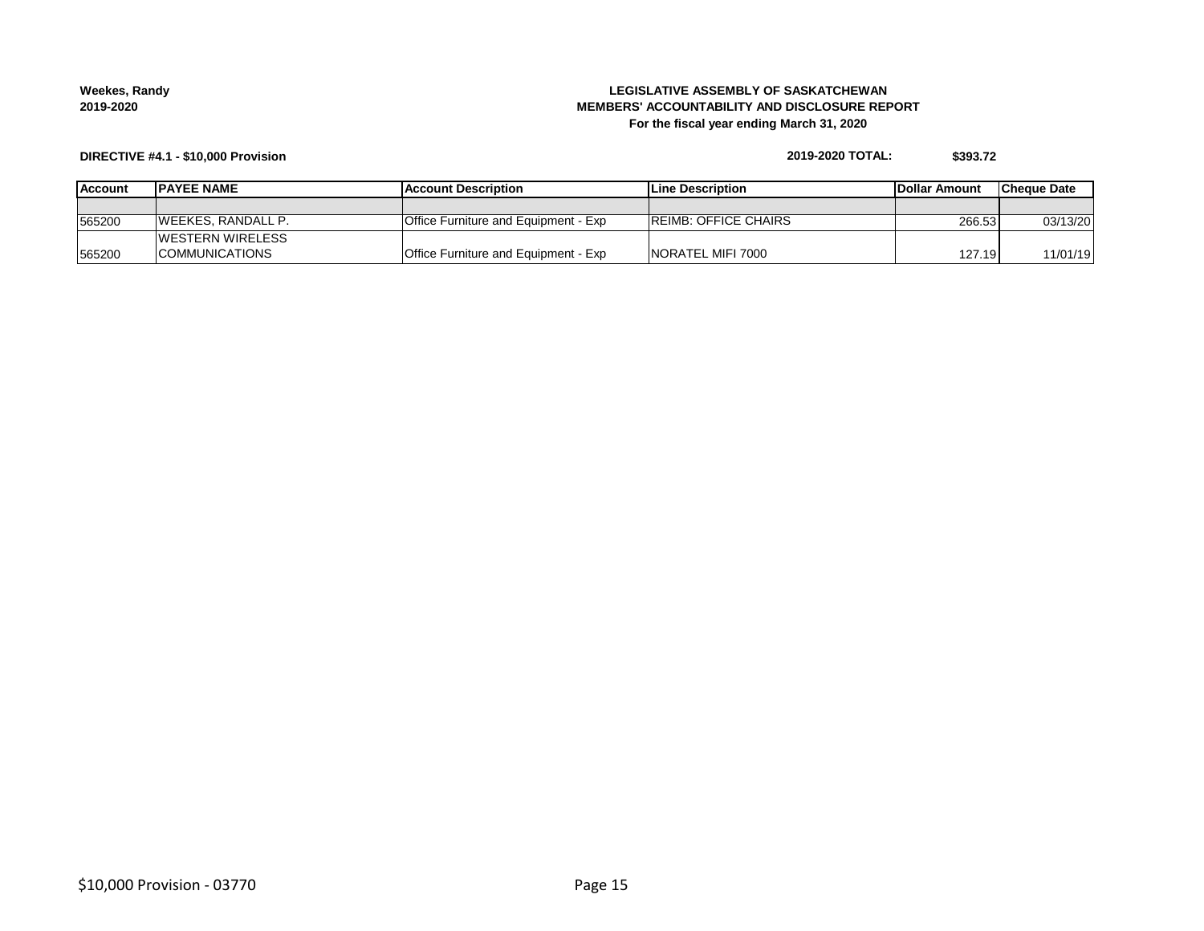**Weekes, Randy**
**2019-2020**

**LEGISLATIVE ASSEMBLY OF SASKATCHEWAN**
**MEMBERS' ACCOUNTABILITY AND DISCLOSURE REPORT**
**For the fiscal year ending March 31, 2020**

**DIRECTIVE #4.1 - $10,000 Provision**

**2019-2020 TOTAL: $393.72**

| Account | PAYEE NAME | Account Description | Line Description | Dollar Amount | Cheque Date |
|---|---|---|---|---|---|
| | | | | | |
| 565200 | WEEKES, RANDALL P. | Office Furniture and Equipment - Exp | REIMB: OFFICE CHAIRS | 266.53 | 03/13/20 |
| 565200 | WESTERN WIRELESS COMMUNICATIONS | Office Furniture and Equipment - Exp | NORATEL MIFI 7000 | 127.19 | 11/01/19 |

$10,000 Provision - 03770